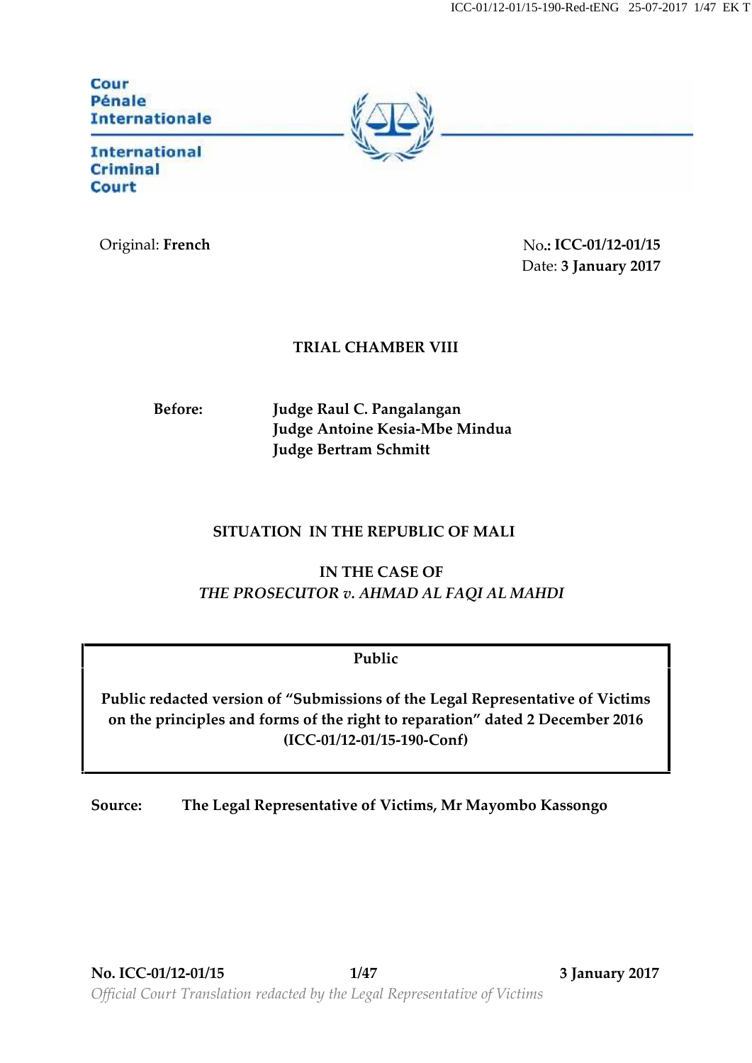Cour Pénale Internationale

International Criminal Court

Original: **French**

No.: **ICC-01/12-01/15**
Date: **3 January 2017**

**TRIAL CHAMBER VIII**

**Before:** **Judge Raul C. Pangalangan**
**Judge Antoine Kesia-Mbe Mindua**
**Judge Bertram Schmitt**

**SITUATION IN THE REPUBLIC OF MALI**

**IN THE CASE OF**
***THE PROSECUTOR v. AHMAD AL FAQI AL MAHDI***

**Public**

**Public redacted version of "Submissions of the Legal Representative of Victims on the principles and forms of the right to reparation" dated 2 December 2016 (ICC-01/12-01/15-190-Conf)**

**Source:** **The Legal Representative of Victims, Mr Mayombo Kassongo**

*Official Court Translation redacted by the Legal Representative of Victims*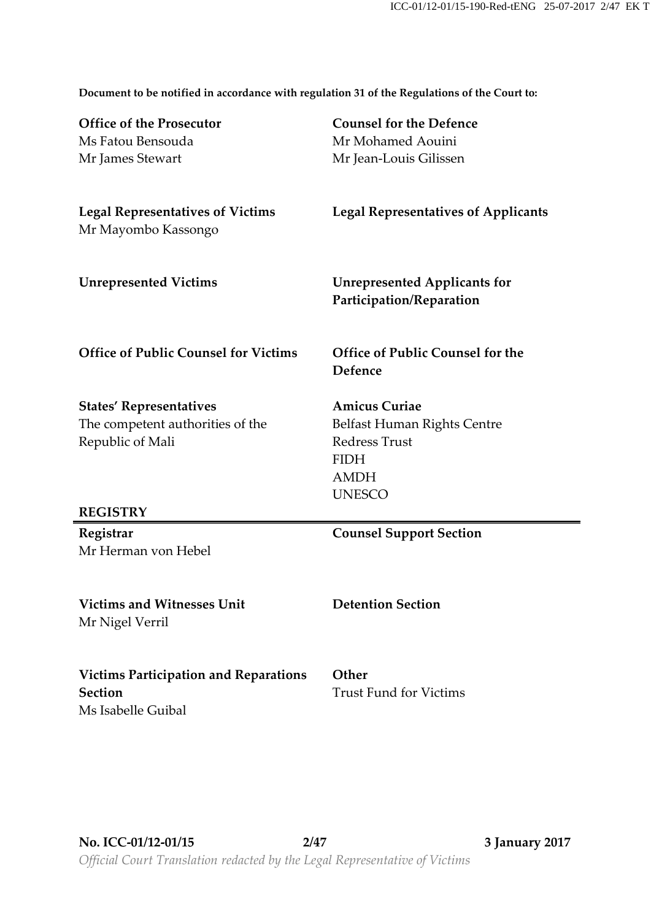**Document to be notified in accordance with regulation 31 of the Regulations of the Court to:**

**Office of the Prosecutor**
Ms Fatou Bensouda
Mr James Stewart

**Counsel for the Defence**
Mr Mohamed Aouini
Mr Jean-Louis Gilissen

**Legal Representatives of Victims**
Mr Mayombo Kassongo

**Legal Representatives of Applicants**

**Unrepresented Victims**

**Unrepresented Applicants for Participation/Reparation**

**Office of Public Counsel for Victims**

**Office of Public Counsel for the Defence**

**States' Representatives**
The competent authorities of the Republic of Mali

**Amicus Curiae**
Belfast Human Rights Centre
Redress Trust
FIDH
AMDH
UNESCO

**REGISTRY**

**Registrar**
Mr Herman von Hebel

**Counsel Support Section**

**Victims and Witnesses Unit**
Mr Nigel Verril

**Detention Section**

**Victims Participation and Reparations Section**
Ms Isabelle Guibal

**Other**
Trust Fund for Victims

*Official Court Translation redacted by the Legal Representative of Victims*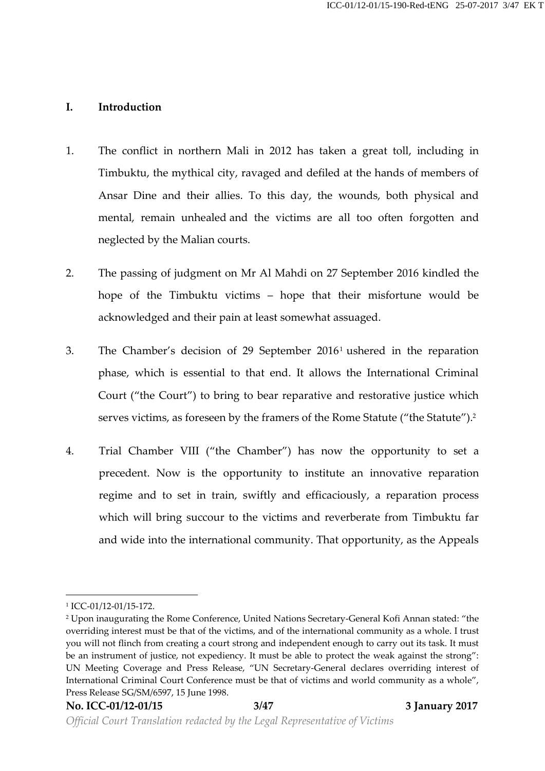## I. Introduction

1. The conflict in northern Mali in 2012 has taken a great toll, including in Timbuktu, the mythical city, ravaged and defiled at the hands of members of Ansar Dine and their allies. To this day, the wounds, both physical and mental, remain unhealed and the victims are all too often forgotten and neglected by the Malian courts.

2. The passing of judgment on Mr Al Mahdi on 27 September 2016 kindled the hope of the Timbuktu victims – hope that their misfortune would be acknowledged and their pain at least somewhat assuaged.

3. The Chamber's decision of 29 September 2016[1] ushered in the reparation phase, which is essential to that end. It allows the International Criminal Court ("the Court") to bring to bear reparative and restorative justice which serves victims, as foreseen by the framers of the Rome Statute ("the Statute").[2]

4. Trial Chamber VIII ("the Chamber") has now the opportunity to set a precedent. Now is the opportunity to institute an innovative reparation regime and to set in train, swiftly and efficaciously, a reparation process which will bring succour to the victims and reverberate from Timbuktu far and wide into the international community. That opportunity, as the Appeals

---

[1] ICC-01/12-01/15-172.

[2] Upon inaugurating the Rome Conference, United Nations Secretary-General Kofi Annan stated: "the overriding interest must be that of the victims, and of the international community as a whole. I trust you will not flinch from creating a court strong and independent enough to carry out its task. It must be an instrument of justice, not expediency. It must be able to protect the weak against the strong": UN Meeting Coverage and Press Release, "UN Secretary-General declares overriding interest of International Criminal Court Conference must be that of victims and world community as a whole", Press Release SG/SM/6597, 15 June 1998.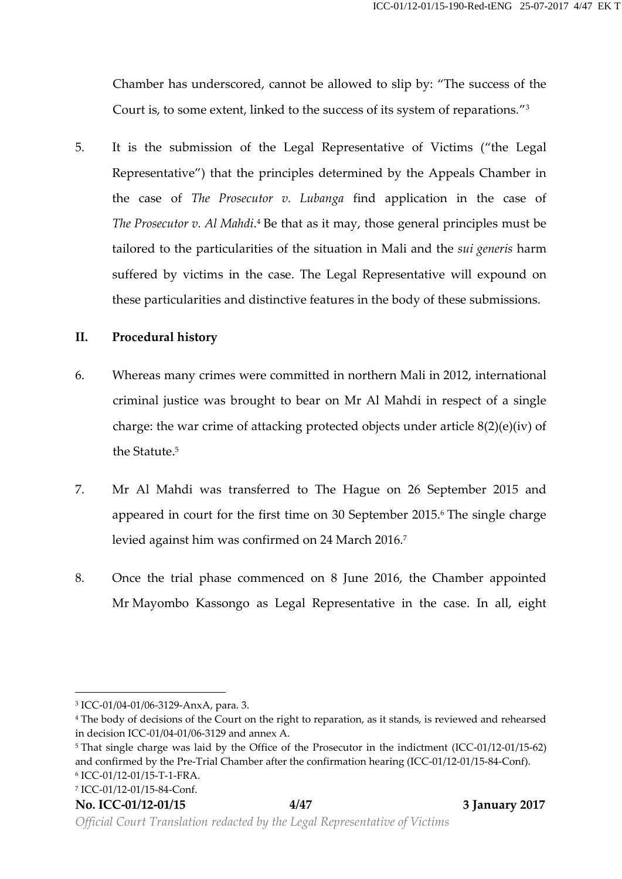Chamber has underscored, cannot be allowed to slip by: "The success of the Court is, to some extent, linked to the success of its system of reparations."[3]

5. It is the submission of the Legal Representative of Victims ("the Legal Representative") that the principles determined by the Appeals Chamber in the case of *The Prosecutor v. Lubanga* find application in the case of *The Prosecutor v. Al Mahdi*.[4] Be that as it may, those general principles must be tailored to the particularities of the situation in Mali and the *sui generis* harm suffered by victims in the case. The Legal Representative will expound on these particularities and distinctive features in the body of these submissions.

## II. Procedural history

6. Whereas many crimes were committed in northern Mali in 2012, international criminal justice was brought to bear on Mr Al Mahdi in respect of a single charge: the war crime of attacking protected objects under article 8(2)(e)(iv) of the Statute.[5]

7. Mr Al Mahdi was transferred to The Hague on 26 September 2015 and appeared in court for the first time on 30 September 2015.[6] The single charge levied against him was confirmed on 24 March 2016.[7]

8. Once the trial phase commenced on 8 June 2016, the Chamber appointed Mr Mayombo Kassongo as Legal Representative in the case. In all, eight

---

[3] ICC-01/04-01/06-3129-AnxA, para. 3.

[4] The body of decisions of the Court on the right to reparation, as it stands, is reviewed and rehearsed in decision ICC-01/04-01/06-3129 and annex A.

[5] That single charge was laid by the Office of the Prosecutor in the indictment (ICC-01/12-01/15-62) and confirmed by the Pre-Trial Chamber after the confirmation hearing (ICC-01/12-01/15-84-Conf).

[6] ICC-01/12-01/15-T-1-FRA.

[7] ICC-01/12-01/15-84-Conf.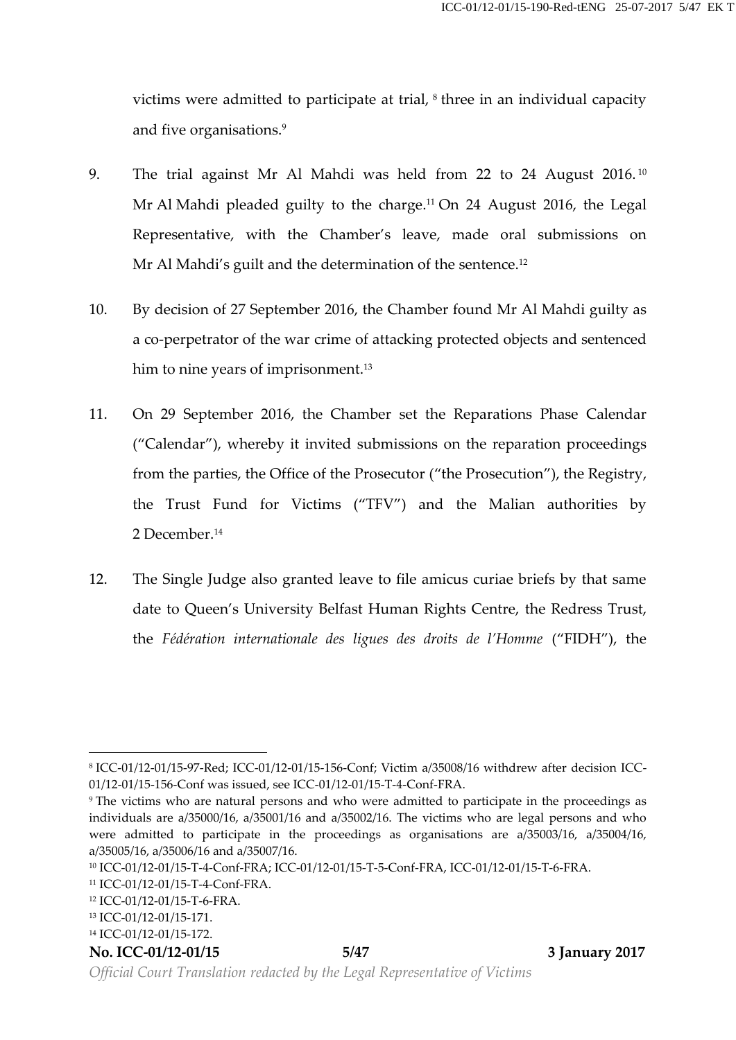victims were admitted to participate at trial,[8] three in an individual capacity and five organisations.[9]

9. The trial against Mr Al Mahdi was held from 22 to 24 August 2016.[10] Mr Al Mahdi pleaded guilty to the charge.[11] On 24 August 2016, the Legal Representative, with the Chamber's leave, made oral submissions on Mr Al Mahdi's guilt and the determination of the sentence.[12]

10. By decision of 27 September 2016, the Chamber found Mr Al Mahdi guilty as a co-perpetrator of the war crime of attacking protected objects and sentenced him to nine years of imprisonment.[13]

11. On 29 September 2016, the Chamber set the Reparations Phase Calendar ("Calendar"), whereby it invited submissions on the reparation proceedings from the parties, the Office of the Prosecutor ("the Prosecution"), the Registry, the Trust Fund for Victims ("TFV") and the Malian authorities by 2 December.[14]

12. The Single Judge also granted leave to file amicus curiae briefs by that same date to Queen's University Belfast Human Rights Centre, the Redress Trust, the *Fédération internationale des ligues des droits de l'Homme* ("FIDH"), the

---

[8] ICC-01/12-01/15-97-Red; ICC-01/12-01/15-156-Conf; Victim a/35008/16 withdrew after decision ICC-01/12-01/15-156-Conf was issued, see ICC-01/12-01/15-T-4-Conf-FRA.

[9] The victims who are natural persons and who were admitted to participate in the proceedings as individuals are a/35000/16, a/35001/16 and a/35002/16. The victims who are legal persons and who were admitted to participate in the proceedings as organisations are a/35003/16, a/35004/16, a/35005/16, a/35006/16 and a/35007/16.

[10] ICC-01/12-01/15-T-4-Conf-FRA; ICC-01/12-01/15-T-5-Conf-FRA, ICC-01/12-01/15-T-6-FRA.

[11] ICC-01/12-01/15-T-4-Conf-FRA.

[12] ICC-01/12-01/15-T-6-FRA.

[13] ICC-01/12-01/15-171.

[14] ICC-01/12-01/15-172.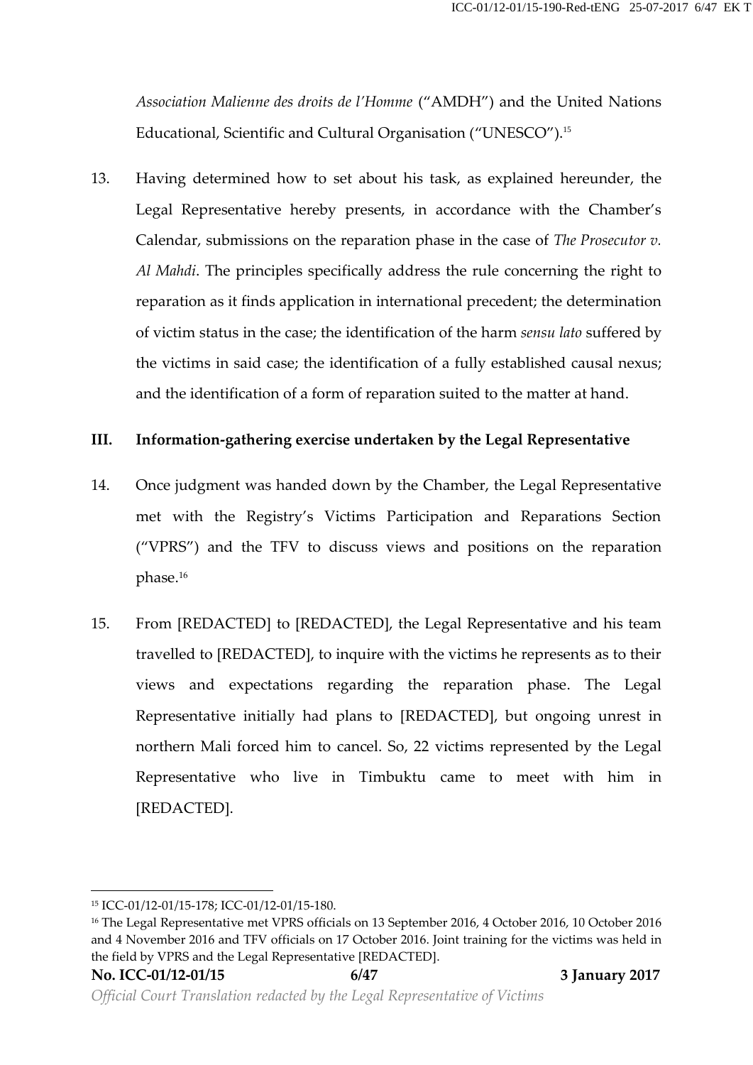*Association Malienne des droits de l'Homme* ("AMDH") and the United Nations Educational, Scientific and Cultural Organisation ("UNESCO").[15]

13. Having determined how to set about his task, as explained hereunder, the Legal Representative hereby presents, in accordance with the Chamber's Calendar, submissions on the reparation phase in the case of *The Prosecutor v. Al Mahdi*. The principles specifically address the rule concerning the right to reparation as it finds application in international precedent; the determination of victim status in the case; the identification of the harm *sensu lato* suffered by the victims in said case; the identification of a fully established causal nexus; and the identification of a form of reparation suited to the matter at hand.

## III. Information-gathering exercise undertaken by the Legal Representative

14. Once judgment was handed down by the Chamber, the Legal Representative met with the Registry's Victims Participation and Reparations Section ("VPRS") and the TFV to discuss views and positions on the reparation phase.[16]

15. From [REDACTED] to [REDACTED], the Legal Representative and his team travelled to [REDACTED], to inquire with the victims he represents as to their views and expectations regarding the reparation phase. The Legal Representative initially had plans to [REDACTED], but ongoing unrest in northern Mali forced him to cancel. So, 22 victims represented by the Legal Representative who live in Timbuktu came to meet with him in [REDACTED].

---

[15] ICC-01/12-01/15-178; ICC-01/12-01/15-180.

[16] The Legal Representative met VPRS officials on 13 September 2016, 4 October 2016, 10 October 2016 and 4 November 2016 and TFV officials on 17 October 2016. Joint training for the victims was held in the field by VPRS and the Legal Representative [REDACTED].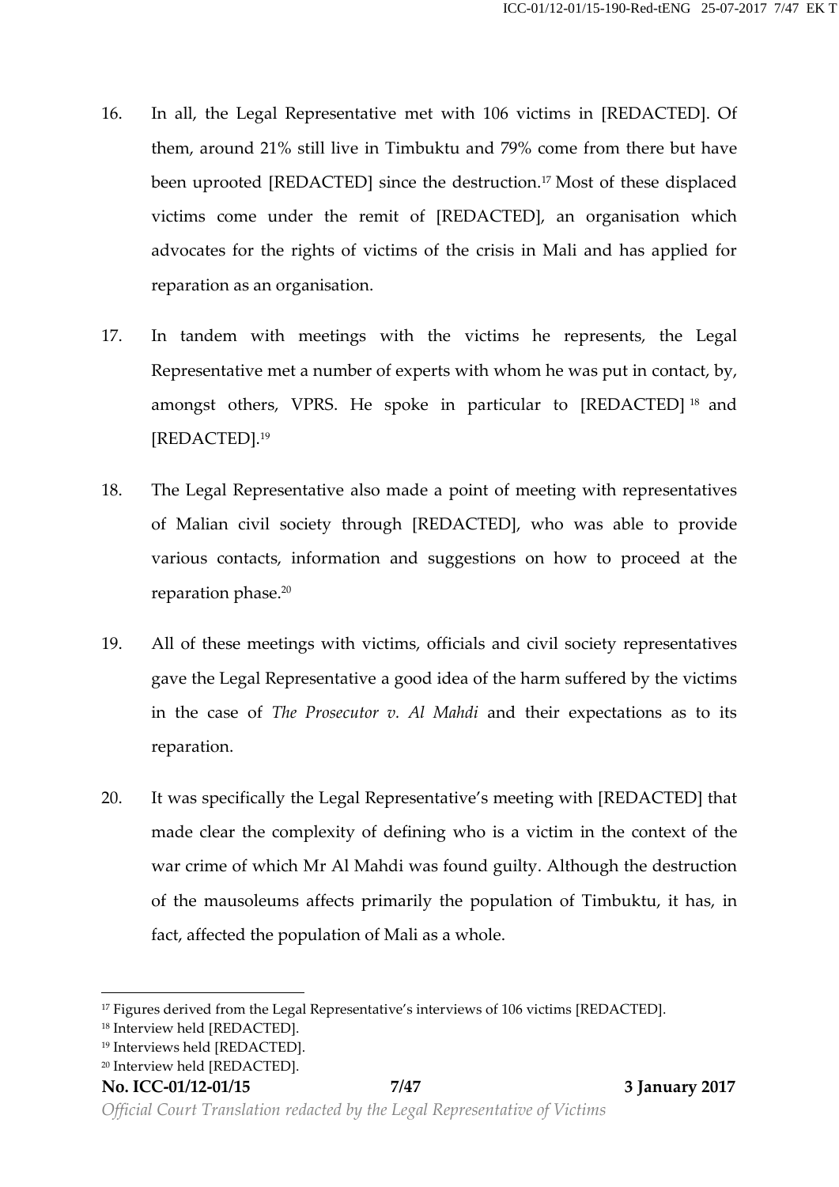16. In all, the Legal Representative met with 106 victims in [REDACTED]. Of them, around 21% still live in Timbuktu and 79% come from there but have been uprooted [REDACTED] since the destruction.[17] Most of these displaced victims come under the remit of [REDACTED], an organisation which advocates for the rights of victims of the crisis in Mali and has applied for reparation as an organisation.

17. In tandem with meetings with the victims he represents, the Legal Representative met a number of experts with whom he was put in contact, by, amongst others, VPRS. He spoke in particular to [REDACTED][18] and [REDACTED].[19]

18. The Legal Representative also made a point of meeting with representatives of Malian civil society through [REDACTED], who was able to provide various contacts, information and suggestions on how to proceed at the reparation phase.[20]

19. All of these meetings with victims, officials and civil society representatives gave the Legal Representative a good idea of the harm suffered by the victims in the case of *The Prosecutor v. Al Mahdi* and their expectations as to its reparation.

20. It was specifically the Legal Representative's meeting with [REDACTED] that made clear the complexity of defining who is a victim in the context of the war crime of which Mr Al Mahdi was found guilty. Although the destruction of the mausoleums affects primarily the population of Timbuktu, it has, in fact, affected the population of Mali as a whole.

---

[17] Figures derived from the Legal Representative's interviews of 106 victims [REDACTED].

[18] Interview held [REDACTED].

[19] Interviews held [REDACTED].

[20] Interview held [REDACTED].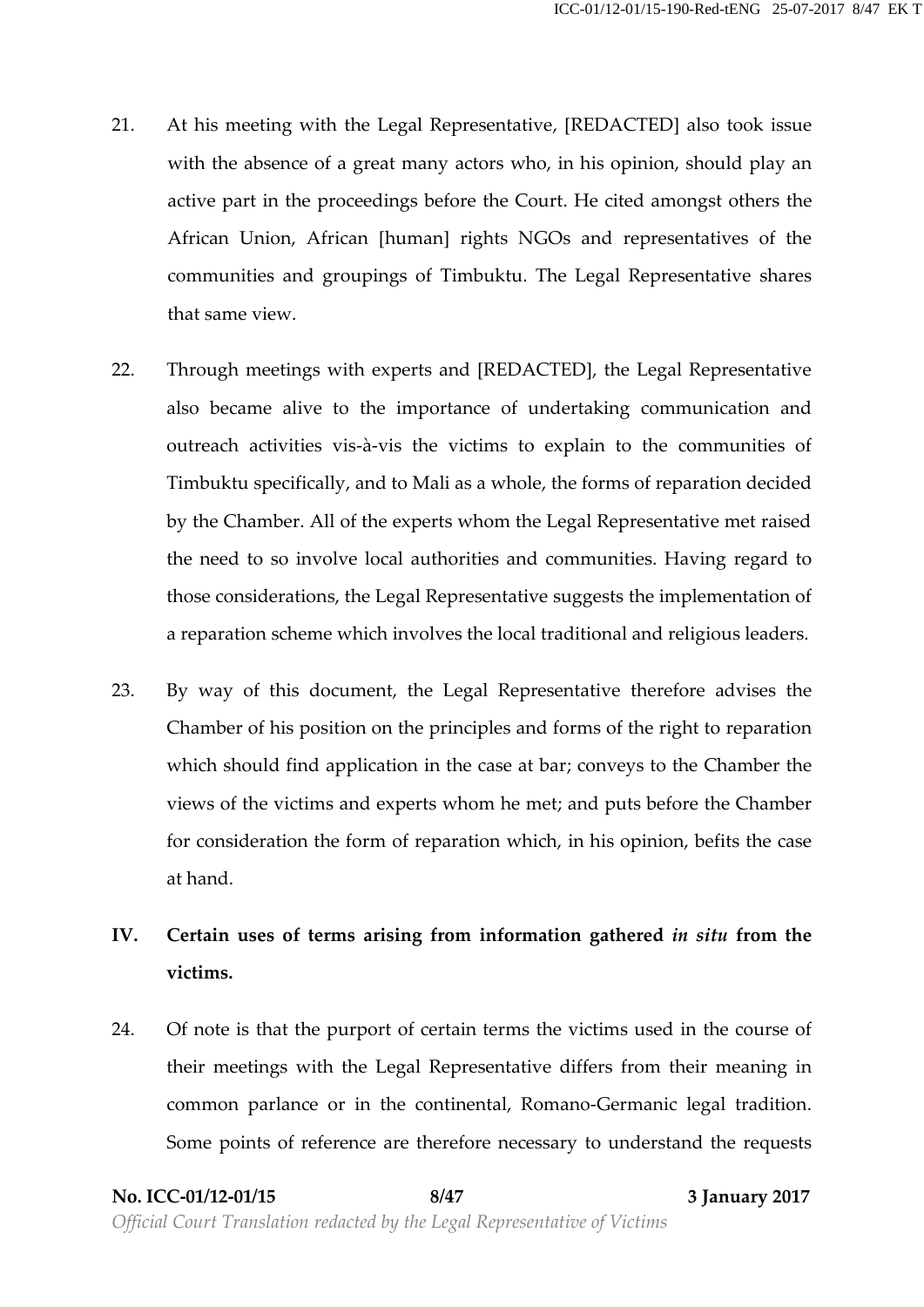21. At his meeting with the Legal Representative, [REDACTED] also took issue with the absence of a great many actors who, in his opinion, should play an active part in the proceedings before the Court. He cited amongst others the African Union, African [human] rights NGOs and representatives of the communities and groupings of Timbuktu. The Legal Representative shares that same view.

22. Through meetings with experts and [REDACTED], the Legal Representative also became alive to the importance of undertaking communication and outreach activities vis-à-vis the victims to explain to the communities of Timbuktu specifically, and to Mali as a whole, the forms of reparation decided by the Chamber. All of the experts whom the Legal Representative met raised the need to so involve local authorities and communities. Having regard to those considerations, the Legal Representative suggests the implementation of a reparation scheme which involves the local traditional and religious leaders.

23. By way of this document, the Legal Representative therefore advises the Chamber of his position on the principles and forms of the right to reparation which should find application in the case at bar; conveys to the Chamber the views of the victims and experts whom he met; and puts before the Chamber for consideration the form of reparation which, in his opinion, befits the case at hand.

## IV. Certain uses of terms arising from information gathered *in situ* from the victims.

24. Of note is that the purport of certain terms the victims used in the course of their meetings with the Legal Representative differs from their meaning in common parlance or in the continental, Romano-Germanic legal tradition. Some points of reference are therefore necessary to understand the requests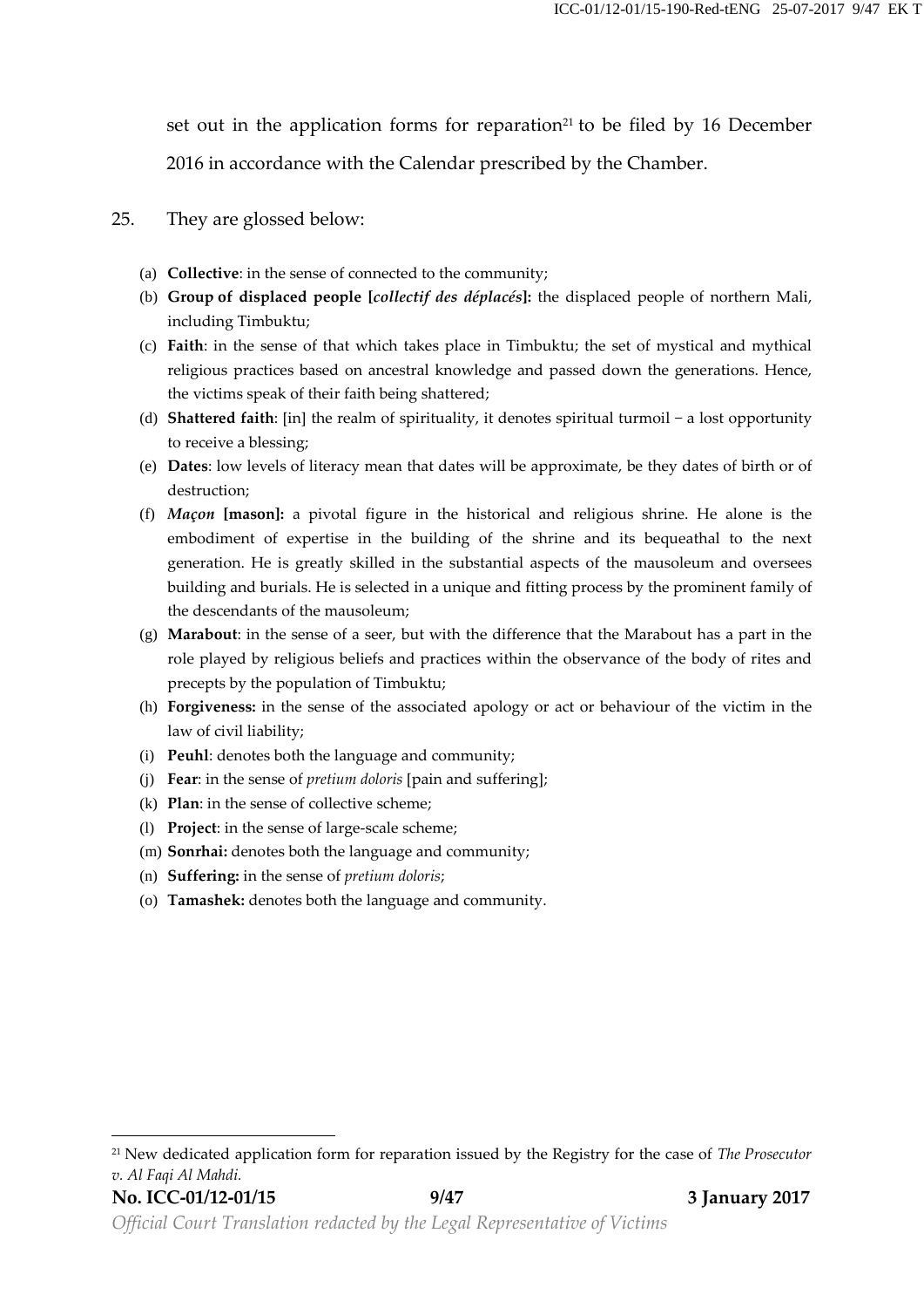set out in the application forms for reparation[21] to be filed by 16 December 2016 in accordance with the Calendar prescribed by the Chamber.

25. They are glossed below:

(a) **Collective**: in the sense of connected to the community;
(b) **Group of displaced people [*collectif des déplacés*]:** the displaced people of northern Mali, including Timbuktu;
(c) **Faith**: in the sense of that which takes place in Timbuktu; the set of mystical and mythical religious practices based on ancestral knowledge and passed down the generations. Hence, the victims speak of their faith being shattered;
(d) **Shattered faith**: [in] the realm of spirituality, it denotes spiritual turmoil – a lost opportunity to receive a blessing;
(e) **Dates**: low levels of literacy mean that dates will be approximate, be they dates of birth or of destruction;
(f) ***Maçon* [mason]:** a pivotal figure in the historical and religious shrine. He alone is the embodiment of expertise in the building of the shrine and its bequeathal to the next generation. He is greatly skilled in the substantial aspects of the mausoleum and oversees building and burials. He is selected in a unique and fitting process by the prominent family of the descendants of the mausoleum;
(g) **Marabout**: in the sense of a seer, but with the difference that the Marabout has a part in the role played by religious beliefs and practices within the observance of the body of rites and precepts by the population of Timbuktu;
(h) **Forgiveness:** in the sense of the associated apology or act or behaviour of the victim in the law of civil liability;
(i) **Peuhl**: denotes both the language and community;
(j) **Fear**: in the sense of *pretium doloris* [pain and suffering];
(k) **Plan**: in the sense of collective scheme;
(l) **Project**: in the sense of large-scale scheme;
(m) **Sonrhai:** denotes both the language and community;
(n) **Suffering:** in the sense of *pretium doloris*;
(o) **Tamashek:** denotes both the language and community.

---

[21] New dedicated application form for reparation issued by the Registry for the case of *The Prosecutor v. Al Faqi Al Mahdi.*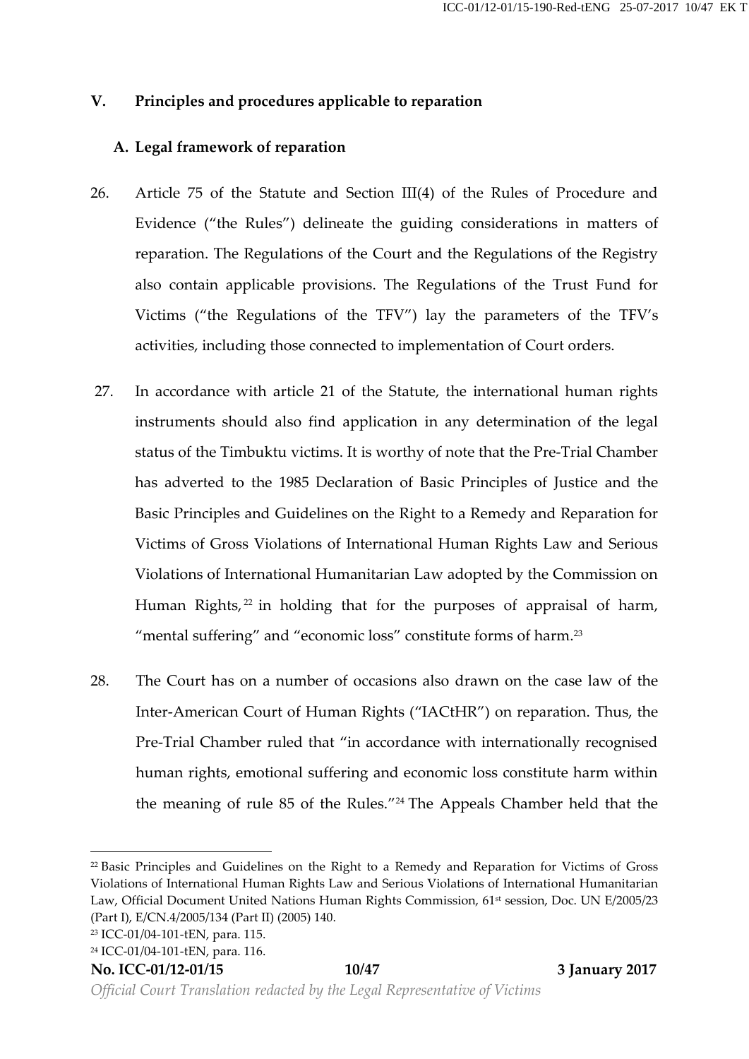## V. Principles and procedures applicable to reparation

### A. Legal framework of reparation

26. Article 75 of the Statute and Section III(4) of the Rules of Procedure and Evidence ("the Rules") delineate the guiding considerations in matters of reparation. The Regulations of the Court and the Regulations of the Registry also contain applicable provisions. The Regulations of the Trust Fund for Victims ("the Regulations of the TFV") lay the parameters of the TFV's activities, including those connected to implementation of Court orders.

27. In accordance with article 21 of the Statute, the international human rights instruments should also find application in any determination of the legal status of the Timbuktu victims. It is worthy of note that the Pre-Trial Chamber has adverted to the 1985 Declaration of Basic Principles of Justice and the Basic Principles and Guidelines on the Right to a Remedy and Reparation for Victims of Gross Violations of International Human Rights Law and Serious Violations of International Humanitarian Law adopted by the Commission on Human Rights,[22] in holding that for the purposes of appraisal of harm, "mental suffering" and "economic loss" constitute forms of harm.[23]

28. The Court has on a number of occasions also drawn on the case law of the Inter-American Court of Human Rights ("IACtHR") on reparation. Thus, the Pre-Trial Chamber ruled that "in accordance with internationally recognised human rights, emotional suffering and economic loss constitute harm within the meaning of rule 85 of the Rules."[24] The Appeals Chamber held that the

---

[22] Basic Principles and Guidelines on the Right to a Remedy and Reparation for Victims of Gross Violations of International Human Rights Law and Serious Violations of International Humanitarian Law, Official Document United Nations Human Rights Commission, 61st session, Doc. UN E/2005/23 (Part I), E/CN.4/2005/134 (Part II) (2005) 140.

[23] ICC-01/04-101-tEN, para. 115.

[24] ICC-01/04-101-tEN, para. 116.

*Official Court Translation redacted by the Legal Representative of Victims*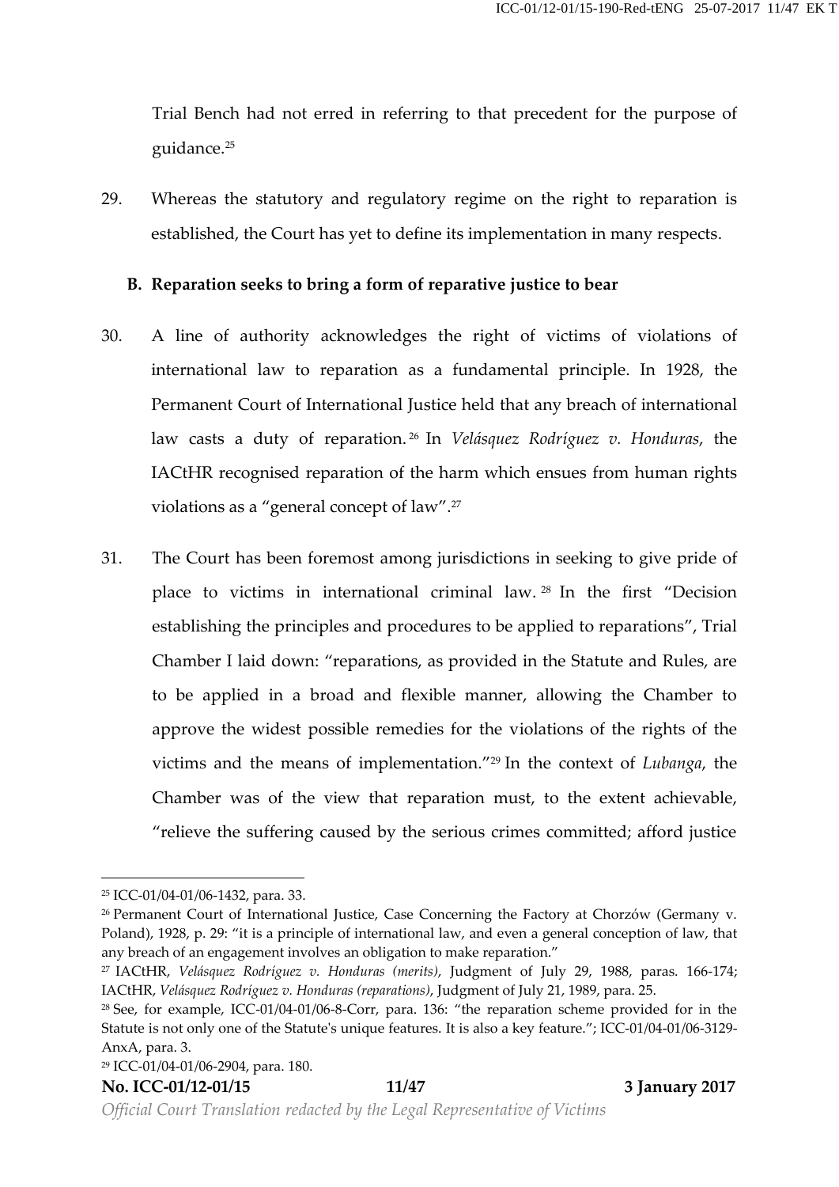Trial Bench had not erred in referring to that precedent for the purpose of guidance.[25]

29. Whereas the statutory and regulatory regime on the right to reparation is established, the Court has yet to define its implementation in many respects.

### B. Reparation seeks to bring a form of reparative justice to bear

30. A line of authority acknowledges the right of victims of violations of international law to reparation as a fundamental principle. In 1928, the Permanent Court of International Justice held that any breach of international law casts a duty of reparation.[26] In *Velásquez Rodríguez v. Honduras*, the IACtHR recognised reparation of the harm which ensues from human rights violations as a "general concept of law".[27]

31. The Court has been foremost among jurisdictions in seeking to give pride of place to victims in international criminal law.[28] In the first "Decision establishing the principles and procedures to be applied to reparations", Trial Chamber I laid down: "reparations, as provided in the Statute and Rules, are to be applied in a broad and flexible manner, allowing the Chamber to approve the widest possible remedies for the violations of the rights of the victims and the means of implementation."[29] In the context of *Lubanga*, the Chamber was of the view that reparation must, to the extent achievable, "relieve the suffering caused by the serious crimes committed; afford justice

---

[25] ICC-01/04-01/06-1432, para. 33.

[26] Permanent Court of International Justice, Case Concerning the Factory at Chorzów (Germany v. Poland), 1928, p. 29: "it is a principle of international law, and even a general conception of law, that any breach of an engagement involves an obligation to make reparation."

[27] IACtHR, *Velásquez Rodríguez v. Honduras (merits)*, Judgment of July 29, 1988, paras. 166-174; IACtHR, *Velásquez Rodríguez v. Honduras (reparations)*, Judgment of July 21, 1989, para. 25.

[28] See, for example, ICC-01/04-01/06-8-Corr, para. 136: "the reparation scheme provided for in the Statute is not only one of the Statute's unique features. It is also a key feature."; ICC-01/04-01/06-3129-AnxA, para. 3.

[29] ICC-01/04-01/06-2904, para. 180.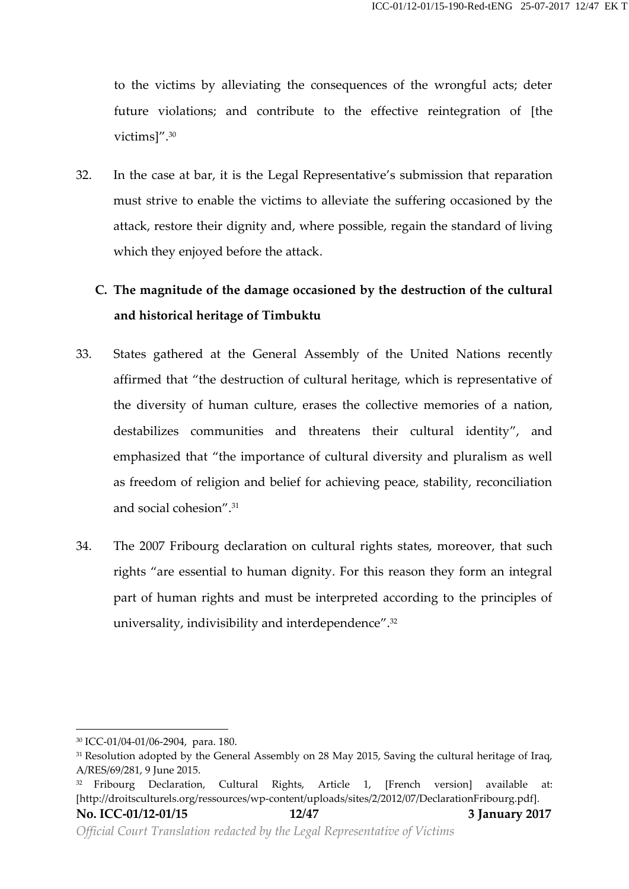to the victims by alleviating the consequences of the wrongful acts; deter future violations; and contribute to the effective reintegration of [the victims]".[30]

32. In the case at bar, it is the Legal Representative's submission that reparation must strive to enable the victims to alleviate the suffering occasioned by the attack, restore their dignity and, where possible, regain the standard of living which they enjoyed before the attack.

### C. The magnitude of the damage occasioned by the destruction of the cultural and historical heritage of Timbuktu

33. States gathered at the General Assembly of the United Nations recently affirmed that "the destruction of cultural heritage, which is representative of the diversity of human culture, erases the collective memories of a nation, destabilizes communities and threatens their cultural identity", and emphasized that "the importance of cultural diversity and pluralism as well as freedom of religion and belief for achieving peace, stability, reconciliation and social cohesion".[31]

34. The 2007 Fribourg declaration on cultural rights states, moreover, that such rights "are essential to human dignity. For this reason they form an integral part of human rights and must be interpreted according to the principles of universality, indivisibility and interdependence".[32]

---

[30] ICC-01/04-01/06-2904, para. 180.

[31] Resolution adopted by the General Assembly on 28 May 2015, Saving the cultural heritage of Iraq, A/RES/69/281, 9 June 2015.

[32] Fribourg Declaration, Cultural Rights, Article 1, [French version] available at: [http://droitsculturels.org/ressources/wp-content/uploads/sites/2/2012/07/DeclarationFribourg.pdf].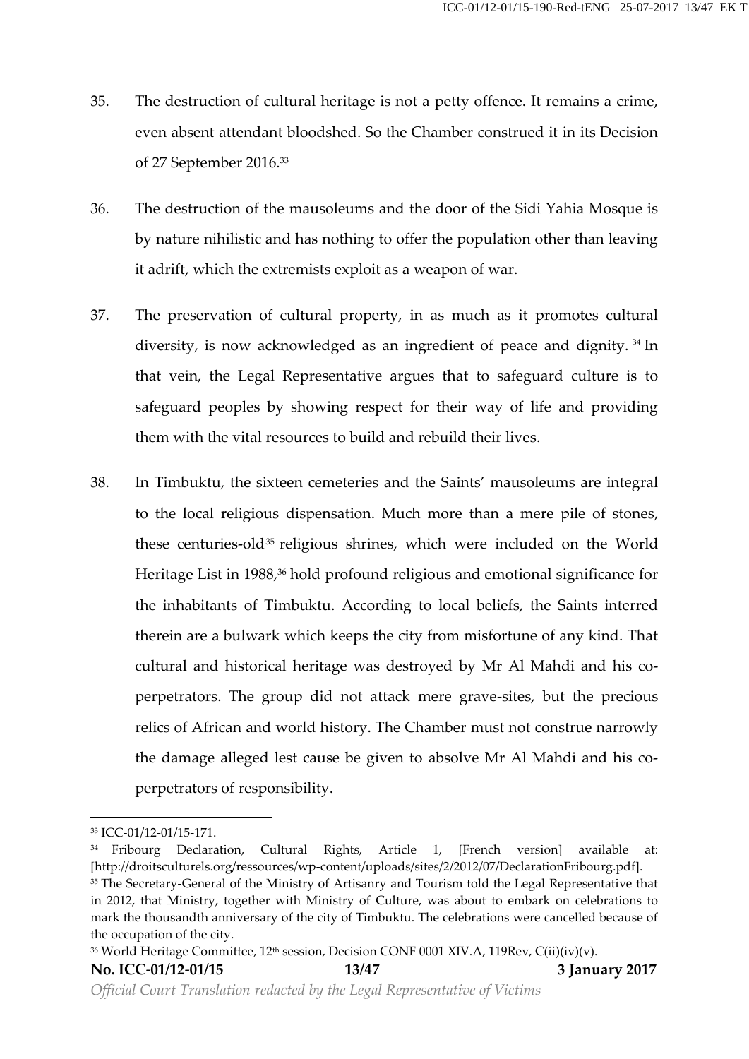35. The destruction of cultural heritage is not a petty offence. It remains a crime, even absent attendant bloodshed. So the Chamber construed it in its Decision of 27 September 2016.[33]

36. The destruction of the mausoleums and the door of the Sidi Yahia Mosque is by nature nihilistic and has nothing to offer the population other than leaving it adrift, which the extremists exploit as a weapon of war.

37. The preservation of cultural property, in as much as it promotes cultural diversity, is now acknowledged as an ingredient of peace and dignity.[34] In that vein, the Legal Representative argues that to safeguard culture is to safeguard peoples by showing respect for their way of life and providing them with the vital resources to build and rebuild their lives.

38. In Timbuktu, the sixteen cemeteries and the Saints' mausoleums are integral to the local religious dispensation. Much more than a mere pile of stones, these centuries-old[35] religious shrines, which were included on the World Heritage List in 1988,[36] hold profound religious and emotional significance for the inhabitants of Timbuktu. According to local beliefs, the Saints interred therein are a bulwark which keeps the city from misfortune of any kind. That cultural and historical heritage was destroyed by Mr Al Mahdi and his co-perpetrators. The group did not attack mere grave-sites, but the precious relics of African and world history. The Chamber must not construe narrowly the damage alleged lest cause be given to absolve Mr Al Mahdi and his co-perpetrators of responsibility.

---

[33] ICC-01/12-01/15-171.

[34] Fribourg Declaration, Cultural Rights, Article 1, [French version] available at: [http://droitsculturels.org/ressources/wp-content/uploads/sites/2/2012/07/DeclarationFribourg.pdf].

[35] The Secretary-General of the Ministry of Artisanry and Tourism told the Legal Representative that in 2012, that Ministry, together with Ministry of Culture, was about to embark on celebrations to mark the thousandth anniversary of the city of Timbuktu. The celebrations were cancelled because of the occupation of the city.

[36] World Heritage Committee, 12th session, Decision CONF 0001 XIV.A, 119Rev, C(ii)(iv)(v).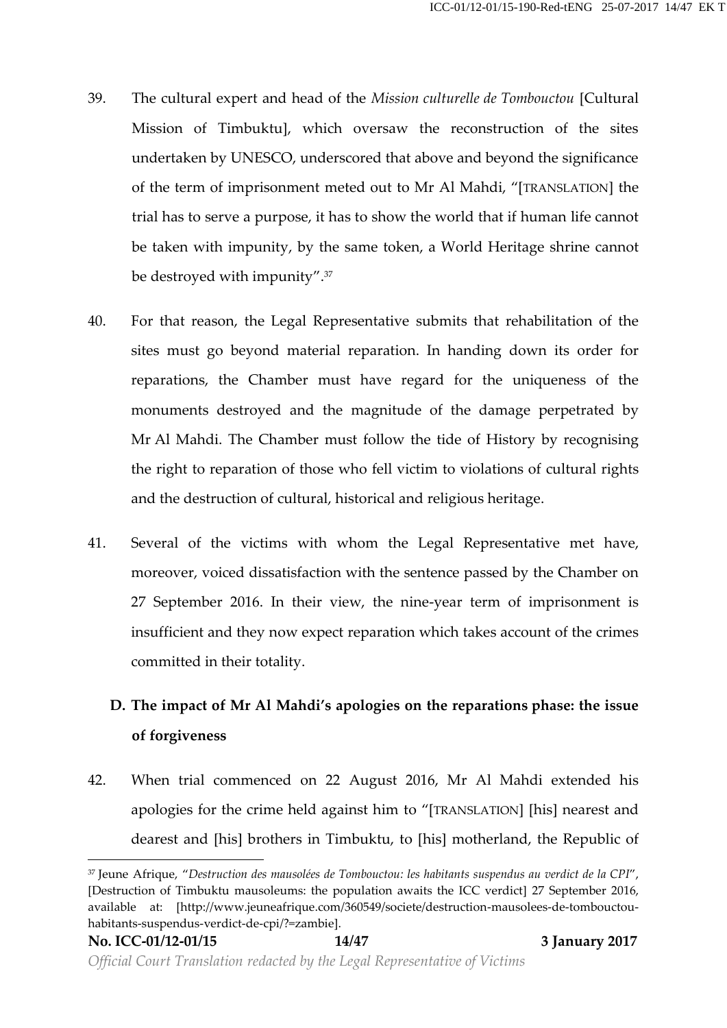39. The cultural expert and head of the *Mission culturelle de Tombouctou* [Cultural Mission of Timbuktu], which oversaw the reconstruction of the sites undertaken by UNESCO, underscored that above and beyond the significance of the term of imprisonment meted out to Mr Al Mahdi, "[TRANSLATION] the trial has to serve a purpose, it has to show the world that if human life cannot be taken with impunity, by the same token, a World Heritage shrine cannot be destroyed with impunity".[37]

40. For that reason, the Legal Representative submits that rehabilitation of the sites must go beyond material reparation. In handing down its order for reparations, the Chamber must have regard for the uniqueness of the monuments destroyed and the magnitude of the damage perpetrated by Mr Al Mahdi. The Chamber must follow the tide of History by recognising the right to reparation of those who fell victim to violations of cultural rights and the destruction of cultural, historical and religious heritage.

41. Several of the victims with whom the Legal Representative met have, moreover, voiced dissatisfaction with the sentence passed by the Chamber on 27 September 2016. In their view, the nine-year term of imprisonment is insufficient and they now expect reparation which takes account of the crimes committed in their totality.

### D. The impact of Mr Al Mahdi's apologies on the reparations phase: the issue of forgiveness

42. When trial commenced on 22 August 2016, Mr Al Mahdi extended his apologies for the crime held against him to "[TRANSLATION] [his] nearest and dearest and [his] brothers in Timbuktu, to [his] motherland, the Republic of

---

[37] Jeune Afrique, "*Destruction des mausolées de Tombouctou: les habitants suspendus au verdict de la CPI*", [Destruction of Timbuktu mausoleums: the population awaits the ICC verdict] 27 September 2016, available at: [http://www.jeuneafrique.com/360549/societe/destruction-mausolees-de-tombouctou-habitants-suspendus-verdict-de-cpi/?=zambie].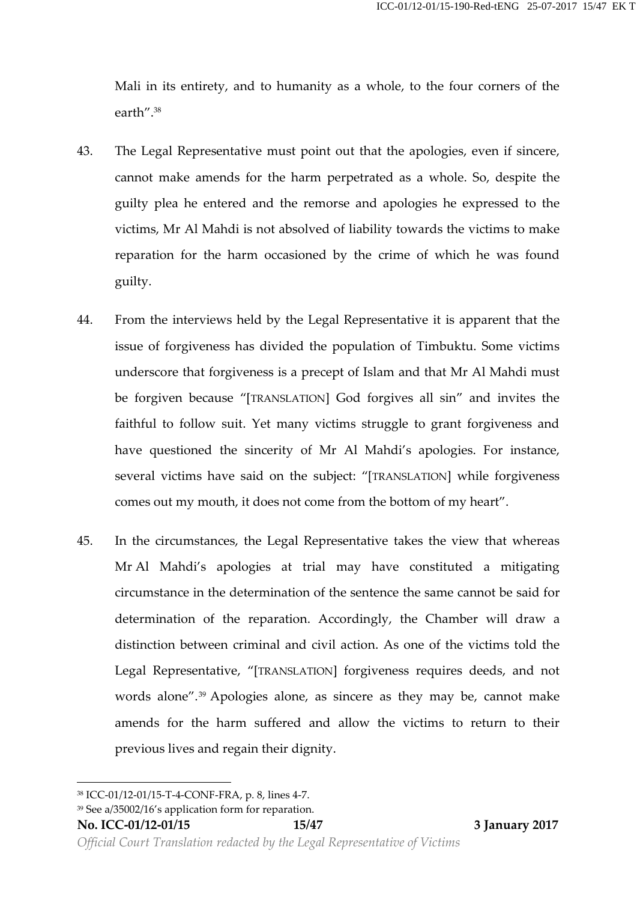Mali in its entirety, and to humanity as a whole, to the four corners of the earth".[38]

43. The Legal Representative must point out that the apologies, even if sincere, cannot make amends for the harm perpetrated as a whole. So, despite the guilty plea he entered and the remorse and apologies he expressed to the victims, Mr Al Mahdi is not absolved of liability towards the victims to make reparation for the harm occasioned by the crime of which he was found guilty.

44. From the interviews held by the Legal Representative it is apparent that the issue of forgiveness has divided the population of Timbuktu. Some victims underscore that forgiveness is a precept of Islam and that Mr Al Mahdi must be forgiven because "[TRANSLATION] God forgives all sin" and invites the faithful to follow suit. Yet many victims struggle to grant forgiveness and have questioned the sincerity of Mr Al Mahdi's apologies. For instance, several victims have said on the subject: "[TRANSLATION] while forgiveness comes out my mouth, it does not come from the bottom of my heart".

45. In the circumstances, the Legal Representative takes the view that whereas Mr Al Mahdi's apologies at trial may have constituted a mitigating circumstance in the determination of the sentence the same cannot be said for determination of the reparation. Accordingly, the Chamber will draw a distinction between criminal and civil action. As one of the victims told the Legal Representative, "[TRANSLATION] forgiveness requires deeds, and not words alone".[39] Apologies alone, as sincere as they may be, cannot make amends for the harm suffered and allow the victims to return to their previous lives and regain their dignity.

---

[38] ICC-01/12-01/15-T-4-CONF-FRA, p. 8, lines 4-7.

[39] See a/35002/16's application form for reparation.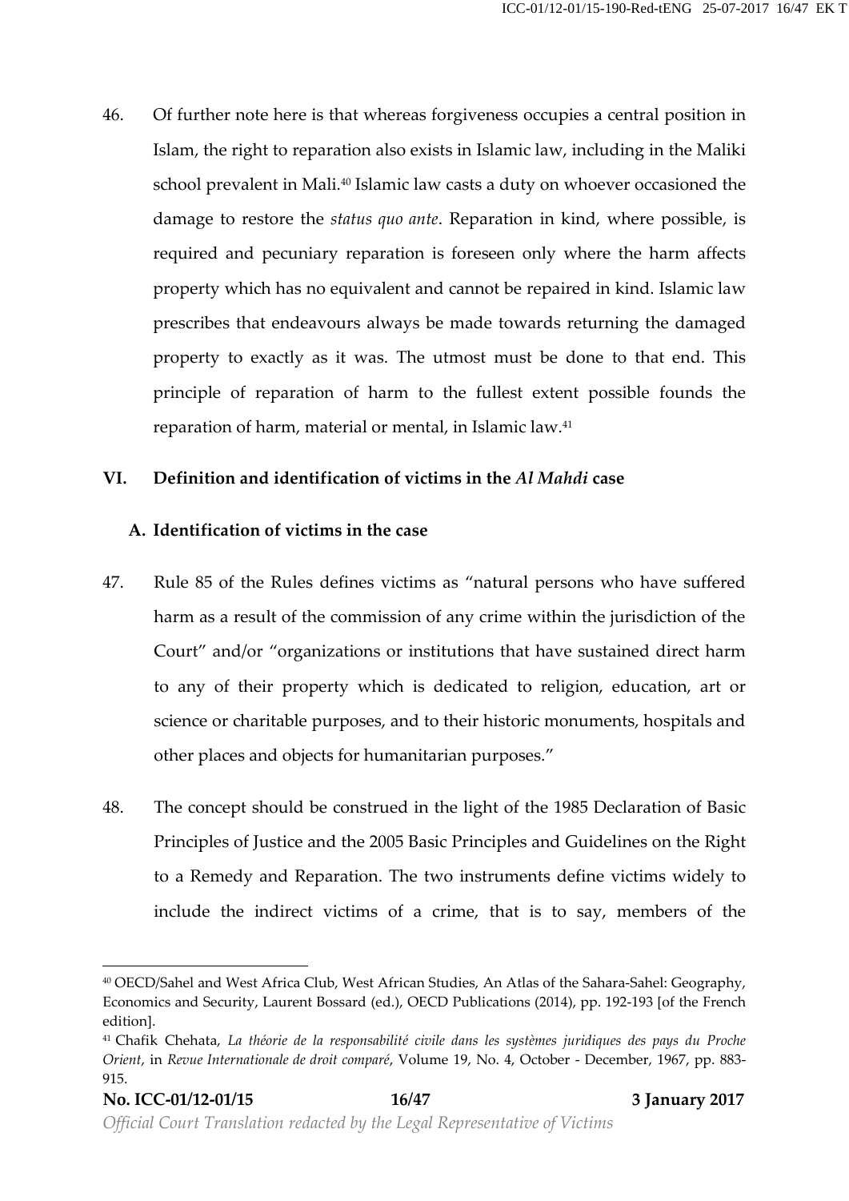46. Of further note here is that whereas forgiveness occupies a central position in Islam, the right to reparation also exists in Islamic law, including in the Maliki school prevalent in Mali.[40] Islamic law casts a duty on whoever occasioned the damage to restore the *status quo ante*. Reparation in kind, where possible, is required and pecuniary reparation is foreseen only where the harm affects property which has no equivalent and cannot be repaired in kind. Islamic law prescribes that endeavours always be made towards returning the damaged property to exactly as it was. The utmost must be done to that end. This principle of reparation of harm to the fullest extent possible founds the reparation of harm, material or mental, in Islamic law.[41]

## VI. Definition and identification of victims in the *Al Mahdi* case

### A. Identification of victims in the case

47. Rule 85 of the Rules defines victims as "natural persons who have suffered harm as a result of the commission of any crime within the jurisdiction of the Court" and/or "organizations or institutions that have sustained direct harm to any of their property which is dedicated to religion, education, art or science or charitable purposes, and to their historic monuments, hospitals and other places and objects for humanitarian purposes."

48. The concept should be construed in the light of the 1985 Declaration of Basic Principles of Justice and the 2005 Basic Principles and Guidelines on the Right to a Remedy and Reparation. The two instruments define victims widely to include the indirect victims of a crime, that is to say, members of the

---

[40] OECD/Sahel and West Africa Club, West African Studies, An Atlas of the Sahara-Sahel: Geography, Economics and Security, Laurent Bossard (ed.), OECD Publications (2014), pp. 192-193 [of the French edition].

[41] Chafik Chehata, *La théorie de la responsabilité civile dans les systèmes juridiques des pays du Proche Orient*, in *Revue Internationale de droit comparé*, Volume 19, No. 4, October - December, 1967, pp. 883-915.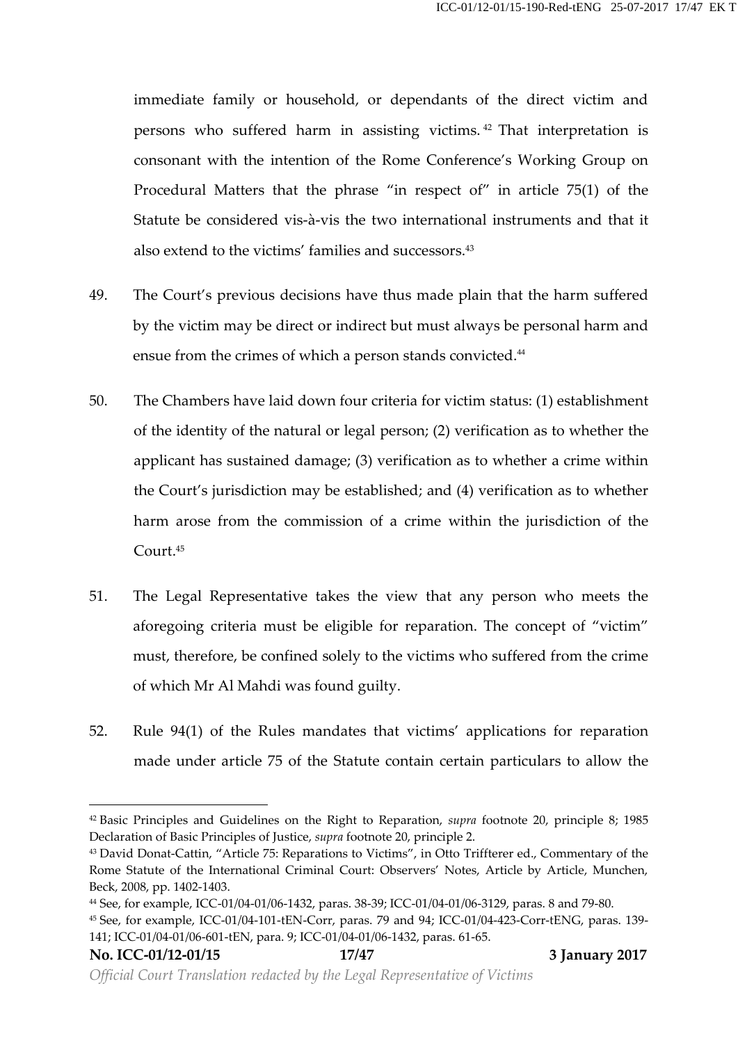immediate family or household, or dependants of the direct victim and persons who suffered harm in assisting victims.[42] That interpretation is consonant with the intention of the Rome Conference's Working Group on Procedural Matters that the phrase "in respect of" in article 75(1) of the Statute be considered vis-à-vis the two international instruments and that it also extend to the victims' families and successors.[43]

49. The Court's previous decisions have thus made plain that the harm suffered by the victim may be direct or indirect but must always be personal harm and ensue from the crimes of which a person stands convicted.[44]

50. The Chambers have laid down four criteria for victim status: (1) establishment of the identity of the natural or legal person; (2) verification as to whether the applicant has sustained damage; (3) verification as to whether a crime within the Court's jurisdiction may be established; and (4) verification as to whether harm arose from the commission of a crime within the jurisdiction of the Court.[45]

51. The Legal Representative takes the view that any person who meets the aforegoing criteria must be eligible for reparation. The concept of "victim" must, therefore, be confined solely to the victims who suffered from the crime of which Mr Al Mahdi was found guilty.

52. Rule 94(1) of the Rules mandates that victims' applications for reparation made under article 75 of the Statute contain certain particulars to allow the

---

[42] Basic Principles and Guidelines on the Right to Reparation, *supra* footnote 20, principle 8; 1985 Declaration of Basic Principles of Justice, *supra* footnote 20, principle 2.

[43] David Donat-Cattin, "Article 75: Reparations to Victims", in Otto Triffterer ed., Commentary of the Rome Statute of the International Criminal Court: Observers' Notes, Article by Article, Munchen, Beck, 2008, pp. 1402-1403.

[44] See, for example, ICC-01/04-01/06-1432, paras. 38-39; ICC-01/04-01/06-3129, paras. 8 and 79-80.

[45] See, for example, ICC-01/04-101-tEN-Corr, paras. 79 and 94; ICC-01/04-423-Corr-tENG, paras. 139-141; ICC-01/04-01/06-601-tEN, para. 9; ICC-01/04-01/06-1432, paras. 61-65.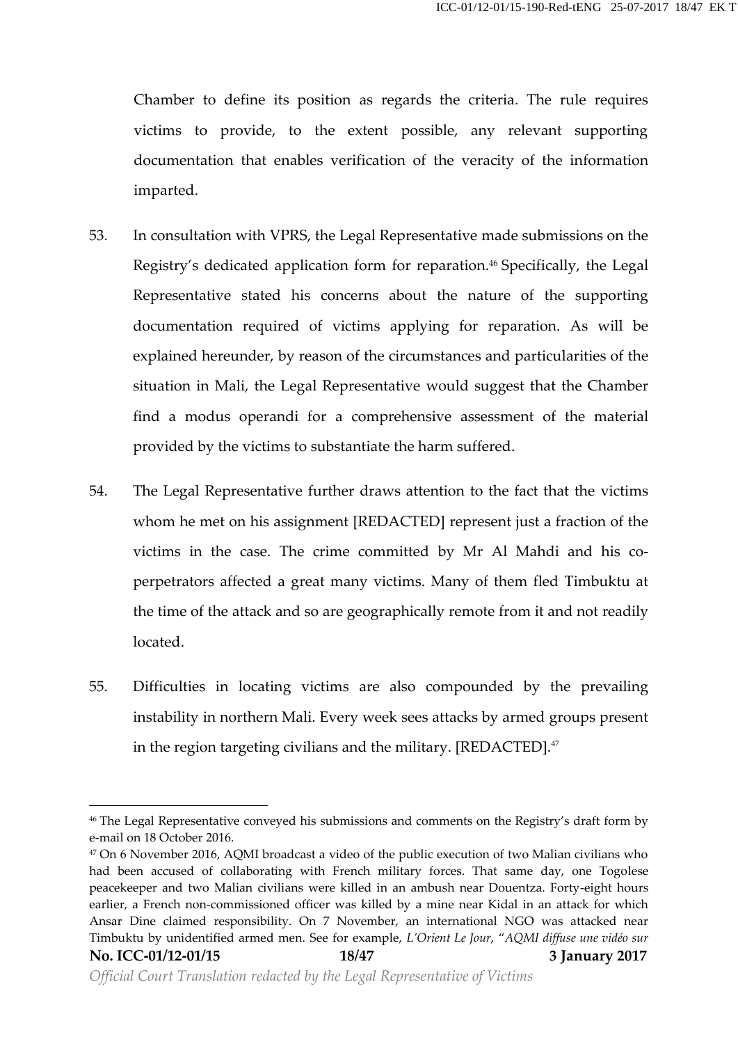Chamber to define its position as regards the criteria. The rule requires victims to provide, to the extent possible, any relevant supporting documentation that enables verification of the veracity of the information imparted.

53. In consultation with VPRS, the Legal Representative made submissions on the Registry's dedicated application form for reparation.[46] Specifically, the Legal Representative stated his concerns about the nature of the supporting documentation required of victims applying for reparation. As will be explained hereunder, by reason of the circumstances and particularities of the situation in Mali, the Legal Representative would suggest that the Chamber find a modus operandi for a comprehensive assessment of the material provided by the victims to substantiate the harm suffered.

54. The Legal Representative further draws attention to the fact that the victims whom he met on his assignment [REDACTED] represent just a fraction of the victims in the case. The crime committed by Mr Al Mahdi and his co-perpetrators affected a great many victims. Many of them fled Timbuktu at the time of the attack and so are geographically remote from it and not readily located.

55. Difficulties in locating victims are also compounded by the prevailing instability in northern Mali. Every week sees attacks by armed groups present in the region targeting civilians and the military. [REDACTED].[47]

---

[46] The Legal Representative conveyed his submissions and comments on the Registry's draft form by e-mail on 18 October 2016.

[47] On 6 November 2016, AQMI broadcast a video of the public execution of two Malian civilians who had been accused of collaborating with French military forces. That same day, one Togolese peacekeeper and two Malian civilians were killed in an ambush near Douentza. Forty-eight hours earlier, a French non-commissioned officer was killed by a mine near Kidal in an attack for which Ansar Dine claimed responsibility. On 7 November, an international NGO was attacked near Timbuktu by unidentified armed men. See for example, *L'Orient Le Jour*, "*AQMI diffuse une vidéo sur*

*Official Court Translation redacted by the Legal Representative of Victims*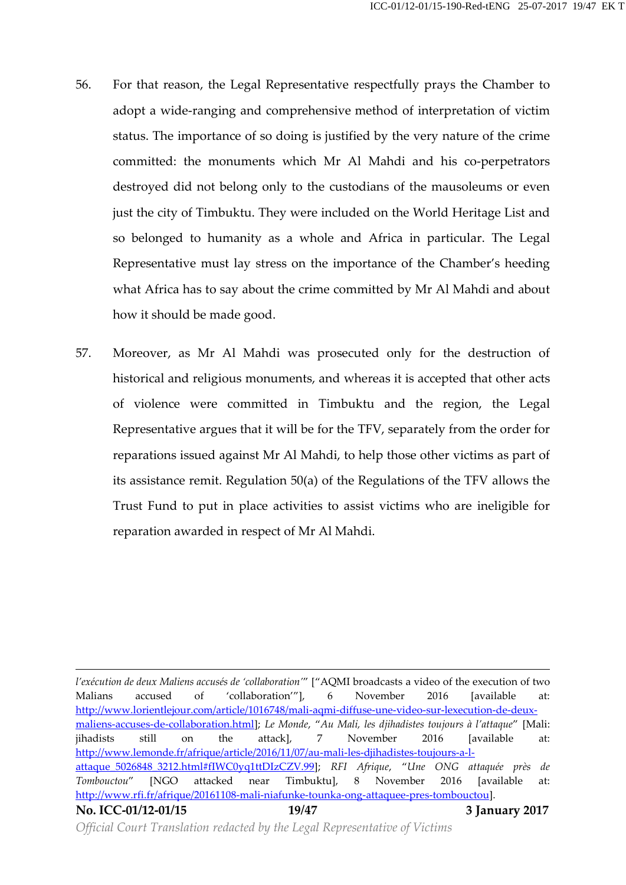56. For that reason, the Legal Representative respectfully prays the Chamber to adopt a wide-ranging and comprehensive method of interpretation of victim status. The importance of so doing is justified by the very nature of the crime committed: the monuments which Mr Al Mahdi and his co-perpetrators destroyed did not belong only to the custodians of the mausoleums or even just the city of Timbuktu. They were included on the World Heritage List and so belonged to humanity as a whole and Africa in particular. The Legal Representative must lay stress on the importance of the Chamber's heeding what Africa has to say about the crime committed by Mr Al Mahdi and about how it should be made good.

57. Moreover, as Mr Al Mahdi was prosecuted only for the destruction of historical and religious monuments, and whereas it is accepted that other acts of violence were committed in Timbuktu and the region, the Legal Representative argues that it will be for the TFV, separately from the order for reparations issued against Mr Al Mahdi, to help those other victims as part of its assistance remit. Regulation 50(a) of the Regulations of the TFV allows the Trust Fund to put in place activities to assist victims who are ineligible for reparation awarded in respect of Mr Al Mahdi.

---

*l'exécution de deux Maliens accusés de 'collaboration'*" ["AQMI broadcasts a video of the execution of two Malians accused of 'collaboration'"], 6 November 2016 [available at: http://www.lorientlejour.com/article/1016748/mali-aqmi-diffuse-une-video-sur-lexecution-de-deux-maliens-accuses-de-collaboration.html]; *Le Monde*, "*Au Mali, les djihadistes toujours à l'attaque*" [Mali: jihadists still on the attack], 7 November 2016 [available at: http://www.lemonde.fr/afrique/article/2016/11/07/au-mali-les-djihadistes-toujours-a-l-attaque_5026848_3212.html#fIWC0yq1ttDIzCZV.99]; *RFI Afrique*, "*Une ONG attaquée près de Tombouctou*" [NGO attacked near Timbuktu], 8 November 2016 [available at: http://www.rfi.fr/afrique/20161108-mali-niafunke-tounka-ong-attaquee-pres-tombouctou].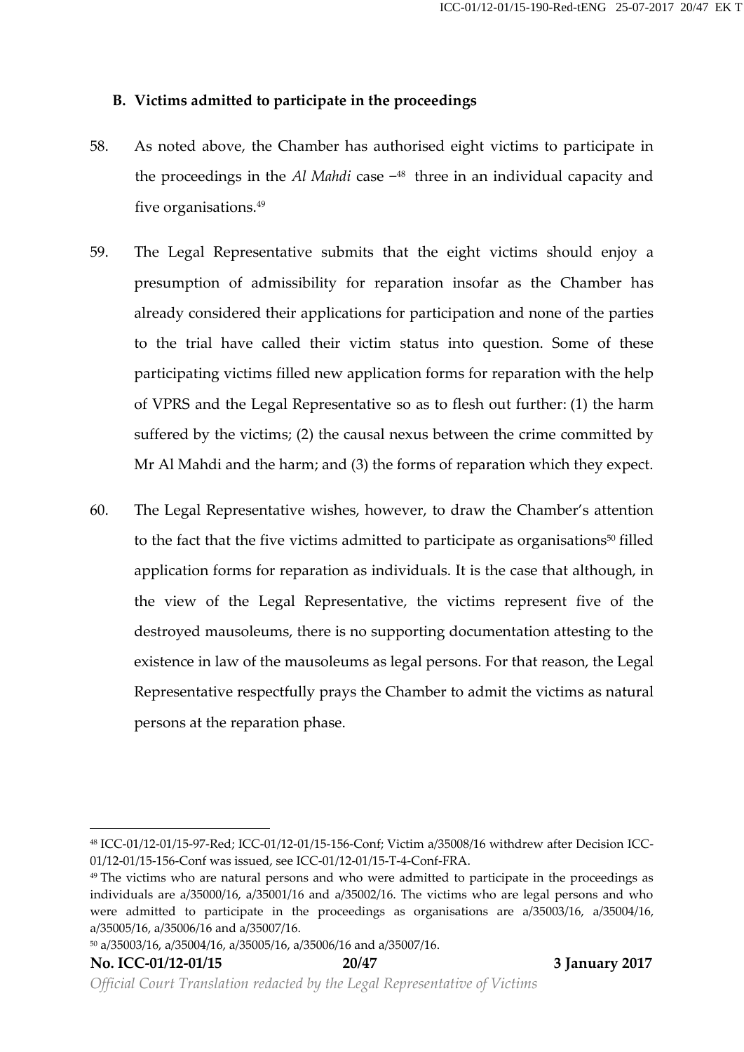**B. Victims admitted to participate in the proceedings**

58. As noted above, the Chamber has authorised eight victims to participate in the proceedings in the *Al Mahdi* case –[48] three in an individual capacity and five organisations.[49]

59. The Legal Representative submits that the eight victims should enjoy a presumption of admissibility for reparation insofar as the Chamber has already considered their applications for participation and none of the parties to the trial have called their victim status into question. Some of these participating victims filled new application forms for reparation with the help of VPRS and the Legal Representative so as to flesh out further: (1) the harm suffered by the victims; (2) the causal nexus between the crime committed by Mr Al Mahdi and the harm; and (3) the forms of reparation which they expect.

60. The Legal Representative wishes, however, to draw the Chamber's attention to the fact that the five victims admitted to participate as organisations[50] filled application forms for reparation as individuals. It is the case that although, in the view of the Legal Representative, the victims represent five of the destroyed mausoleums, there is no supporting documentation attesting to the existence in law of the mausoleums as legal persons. For that reason, the Legal Representative respectfully prays the Chamber to admit the victims as natural persons at the reparation phase.

---

[48] ICC-01/12-01/15-97-Red; ICC-01/12-01/15-156-Conf; Victim a/35008/16 withdrew after Decision ICC-01/12-01/15-156-Conf was issued, see ICC-01/12-01/15-T-4-Conf-FRA.

[49] The victims who are natural persons and who were admitted to participate in the proceedings as individuals are a/35000/16, a/35001/16 and a/35002/16. The victims who are legal persons and who were admitted to participate in the proceedings as organisations are a/35003/16, a/35004/16, a/35005/16, a/35006/16 and a/35007/16.

[50] a/35003/16, a/35004/16, a/35005/16, a/35006/16 and a/35007/16.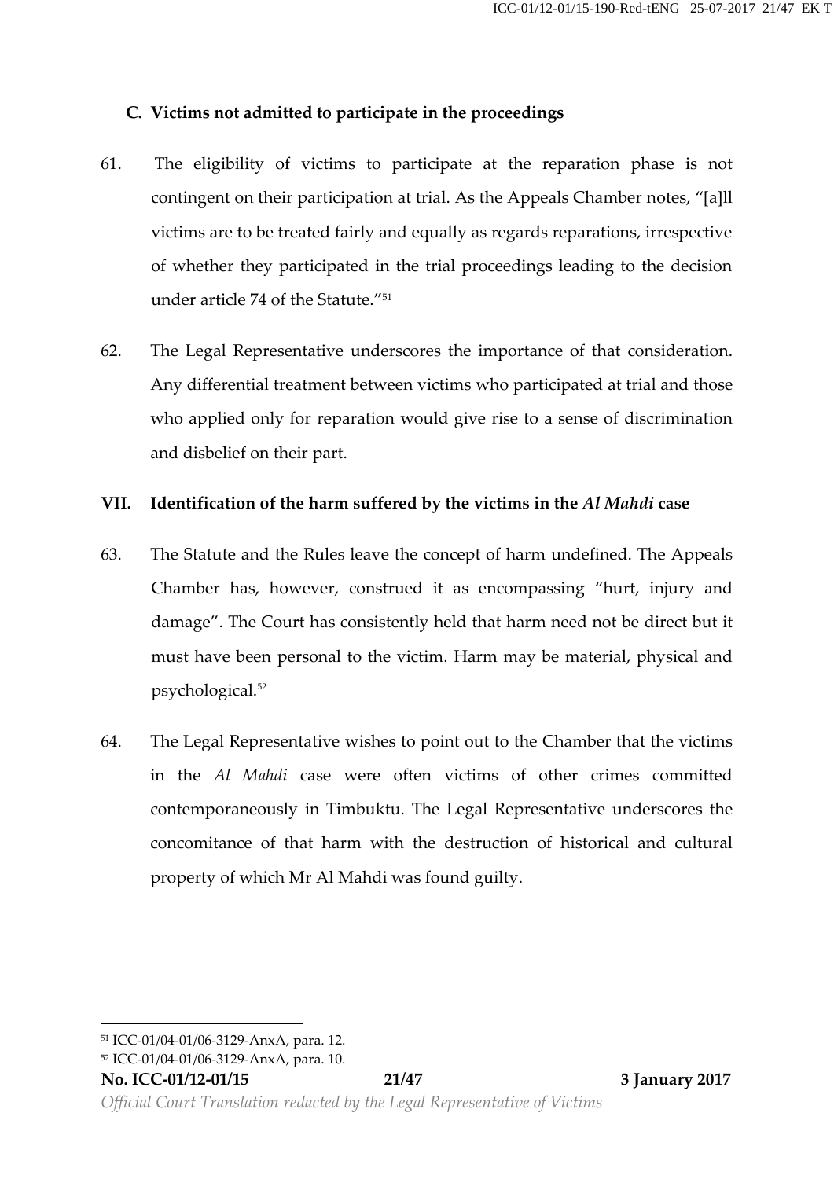### C. Victims not admitted to participate in the proceedings

61. The eligibility of victims to participate at the reparation phase is not contingent on their participation at trial. As the Appeals Chamber notes, "[a]ll victims are to be treated fairly and equally as regards reparations, irrespective of whether they participated in the trial proceedings leading to the decision under article 74 of the Statute."[51]

62. The Legal Representative underscores the importance of that consideration. Any differential treatment between victims who participated at trial and those who applied only for reparation would give rise to a sense of discrimination and disbelief on their part.

## VII. Identification of the harm suffered by the victims in the *Al Mahdi* case

63. The Statute and the Rules leave the concept of harm undefined. The Appeals Chamber has, however, construed it as encompassing "hurt, injury and damage". The Court has consistently held that harm need not be direct but it must have been personal to the victim. Harm may be material, physical and psychological.[52]

64. The Legal Representative wishes to point out to the Chamber that the victims in the *Al Mahdi* case were often victims of other crimes committed contemporaneously in Timbuktu. The Legal Representative underscores the concomitance of that harm with the destruction of historical and cultural property of which Mr Al Mahdi was found guilty.

---

[51] ICC-01/04-01/06-3129-AnxA, para. 12.

[52] ICC-01/04-01/06-3129-AnxA, para. 10.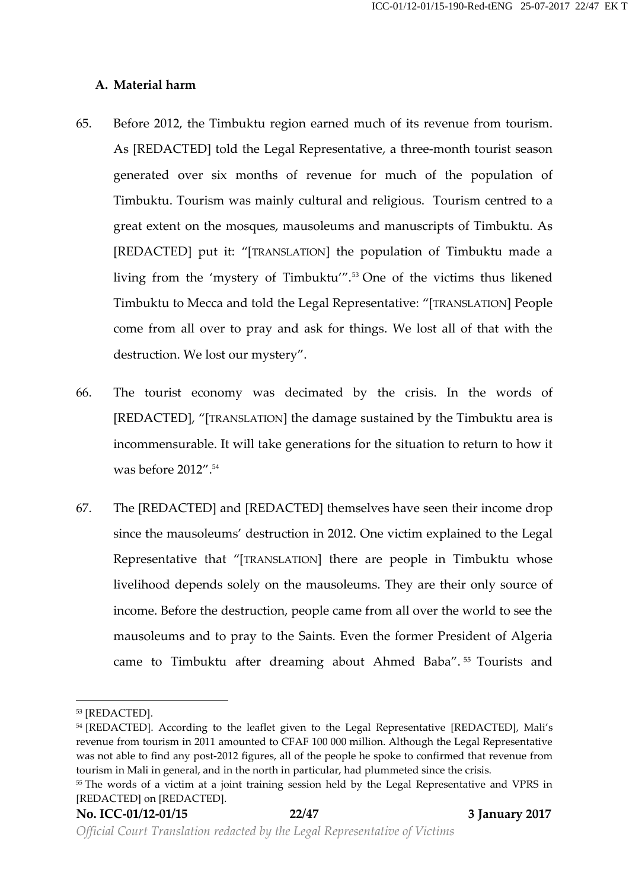### A. Material harm

65. Before 2012, the Timbuktu region earned much of its revenue from tourism. As [REDACTED] told the Legal Representative, a three-month tourist season generated over six months of revenue for much of the population of Timbuktu. Tourism was mainly cultural and religious. Tourism centred to a great extent on the mosques, mausoleums and manuscripts of Timbuktu. As [REDACTED] put it: "[TRANSLATION] the population of Timbuktu made a living from the 'mystery of Timbuktu'".[53] One of the victims thus likened Timbuktu to Mecca and told the Legal Representative: "[TRANSLATION] People come from all over to pray and ask for things. We lost all of that with the destruction. We lost our mystery".

66. The tourist economy was decimated by the crisis. In the words of [REDACTED], "[TRANSLATION] the damage sustained by the Timbuktu area is incommensurable. It will take generations for the situation to return to how it was before 2012".[54]

67. The [REDACTED] and [REDACTED] themselves have seen their income drop since the mausoleums' destruction in 2012. One victim explained to the Legal Representative that "[TRANSLATION] there are people in Timbuktu whose livelihood depends solely on the mausoleums. They are their only source of income. Before the destruction, people came from all over the world to see the mausoleums and to pray to the Saints. Even the former President of Algeria came to Timbuktu after dreaming about Ahmed Baba".[55] Tourists and

---

[53] [REDACTED].

[54] [REDACTED]. According to the leaflet given to the Legal Representative [REDACTED], Mali's revenue from tourism in 2011 amounted to CFAF 100 000 million. Although the Legal Representative was not able to find any post-2012 figures, all of the people he spoke to confirmed that revenue from tourism in Mali in general, and in the north in particular, had plummeted since the crisis.

[55] The words of a victim at a joint training session held by the Legal Representative and VPRS in [REDACTED] on [REDACTED].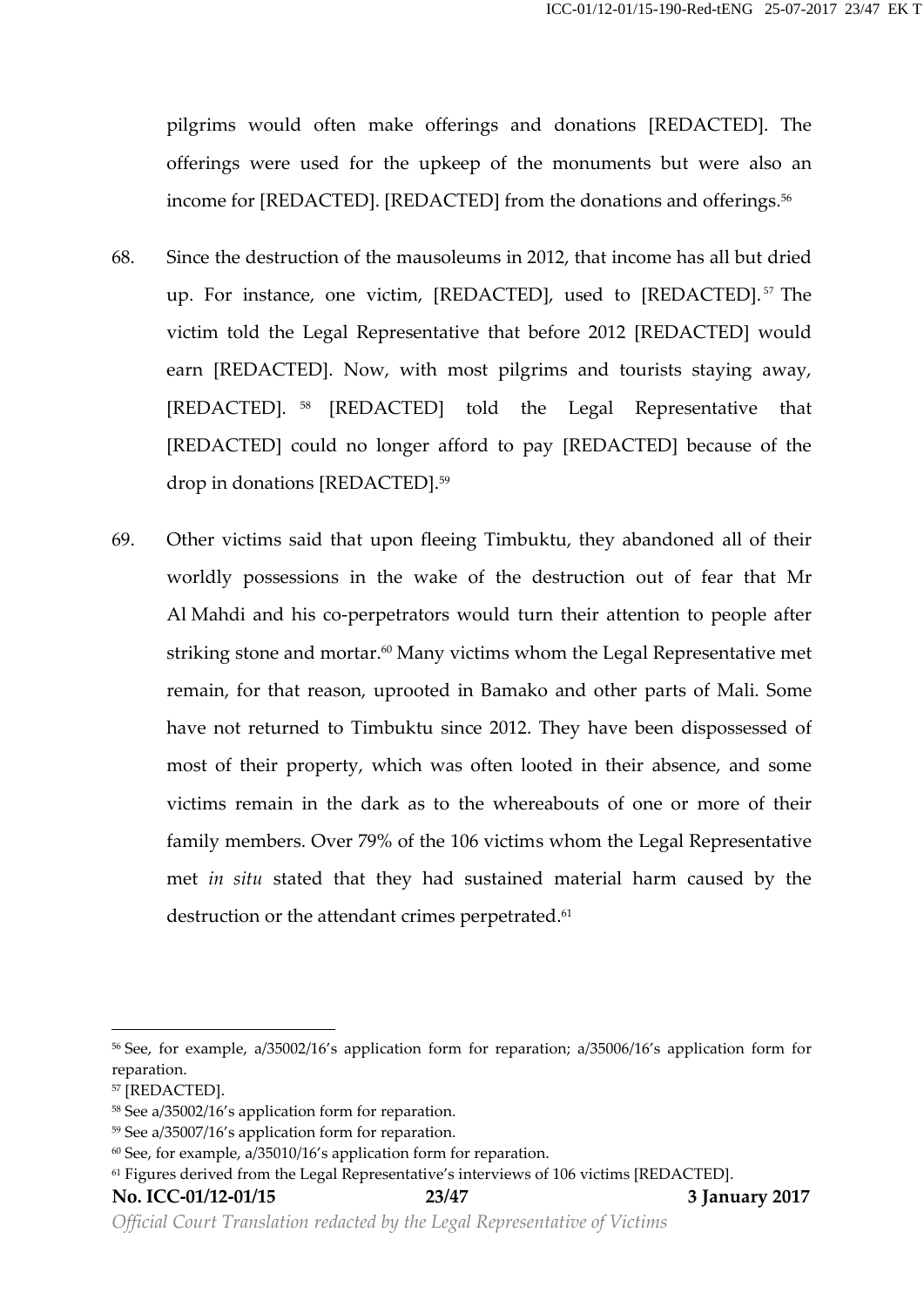pilgrims would often make offerings and donations [REDACTED]. The offerings were used for the upkeep of the monuments but were also an income for [REDACTED]. [REDACTED] from the donations and offerings.[56]

68. Since the destruction of the mausoleums in 2012, that income has all but dried up. For instance, one victim, [REDACTED], used to [REDACTED].[57] The victim told the Legal Representative that before 2012 [REDACTED] would earn [REDACTED]. Now, with most pilgrims and tourists staying away, [REDACTED].[58] [REDACTED] told the Legal Representative that [REDACTED] could no longer afford to pay [REDACTED] because of the drop in donations [REDACTED].[59]

69. Other victims said that upon fleeing Timbuktu, they abandoned all of their worldly possessions in the wake of the destruction out of fear that Mr Al Mahdi and his co-perpetrators would turn their attention to people after striking stone and mortar.[60] Many victims whom the Legal Representative met remain, for that reason, uprooted in Bamako and other parts of Mali. Some have not returned to Timbuktu since 2012. They have been dispossessed of most of their property, which was often looted in their absence, and some victims remain in the dark as to the whereabouts of one or more of their family members. Over 79% of the 106 victims whom the Legal Representative met *in situ* stated that they had sustained material harm caused by the destruction or the attendant crimes perpetrated.[61]

---

[56] See, for example, a/35002/16's application form for reparation; a/35006/16's application form for reparation.

[57] [REDACTED].

[58] See a/35002/16's application form for reparation.

[59] See a/35007/16's application form for reparation.

[60] See, for example, a/35010/16's application form for reparation.

[61] Figures derived from the Legal Representative's interviews of 106 victims [REDACTED].

**No. ICC-01/12-01/15** **23/47** **3 January 2017**

*Official Court Translation redacted by the Legal Representative of Victims*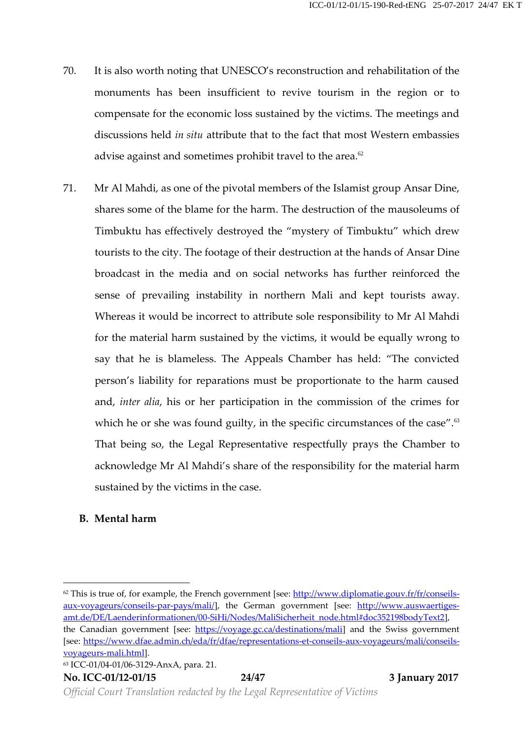70. It is also worth noting that UNESCO's reconstruction and rehabilitation of the monuments has been insufficient to revive tourism in the region or to compensate for the economic loss sustained by the victims. The meetings and discussions held *in situ* attribute that to the fact that most Western embassies advise against and sometimes prohibit travel to the area.[62]

71. Mr Al Mahdi, as one of the pivotal members of the Islamist group Ansar Dine, shares some of the blame for the harm. The destruction of the mausoleums of Timbuktu has effectively destroyed the "mystery of Timbuktu" which drew tourists to the city. The footage of their destruction at the hands of Ansar Dine broadcast in the media and on social networks has further reinforced the sense of prevailing instability in northern Mali and kept tourists away. Whereas it would be incorrect to attribute sole responsibility to Mr Al Mahdi for the material harm sustained by the victims, it would be equally wrong to say that he is blameless. The Appeals Chamber has held: "The convicted person's liability for reparations must be proportionate to the harm caused and, *inter alia*, his or her participation in the commission of the crimes for which he or she was found guilty, in the specific circumstances of the case".[63] That being so, the Legal Representative respectfully prays the Chamber to acknowledge Mr Al Mahdi's share of the responsibility for the material harm sustained by the victims in the case.

**B. Mental harm**

---

[62] This is true of, for example, the French government [see: http://www.diplomatie.gouv.fr/fr/conseils-aux-voyageurs/conseils-par-pays/mali/], the German government [see: http://www.auswaertiges-amt.de/DE/Laenderinformationen/00-SiHi/Nodes/MaliSicherheit_node.html#doc352198bodyText2], the Canadian government [see: https://voyage.gc.ca/destinations/mali] and the Swiss government [see: https://www.dfae.admin.ch/eda/fr/dfae/representations-et-conseils-aux-voyageurs/mali/conseils-voyageurs-mali.html].

[63] ICC-01/04-01/06-3129-AnxA, para. 21.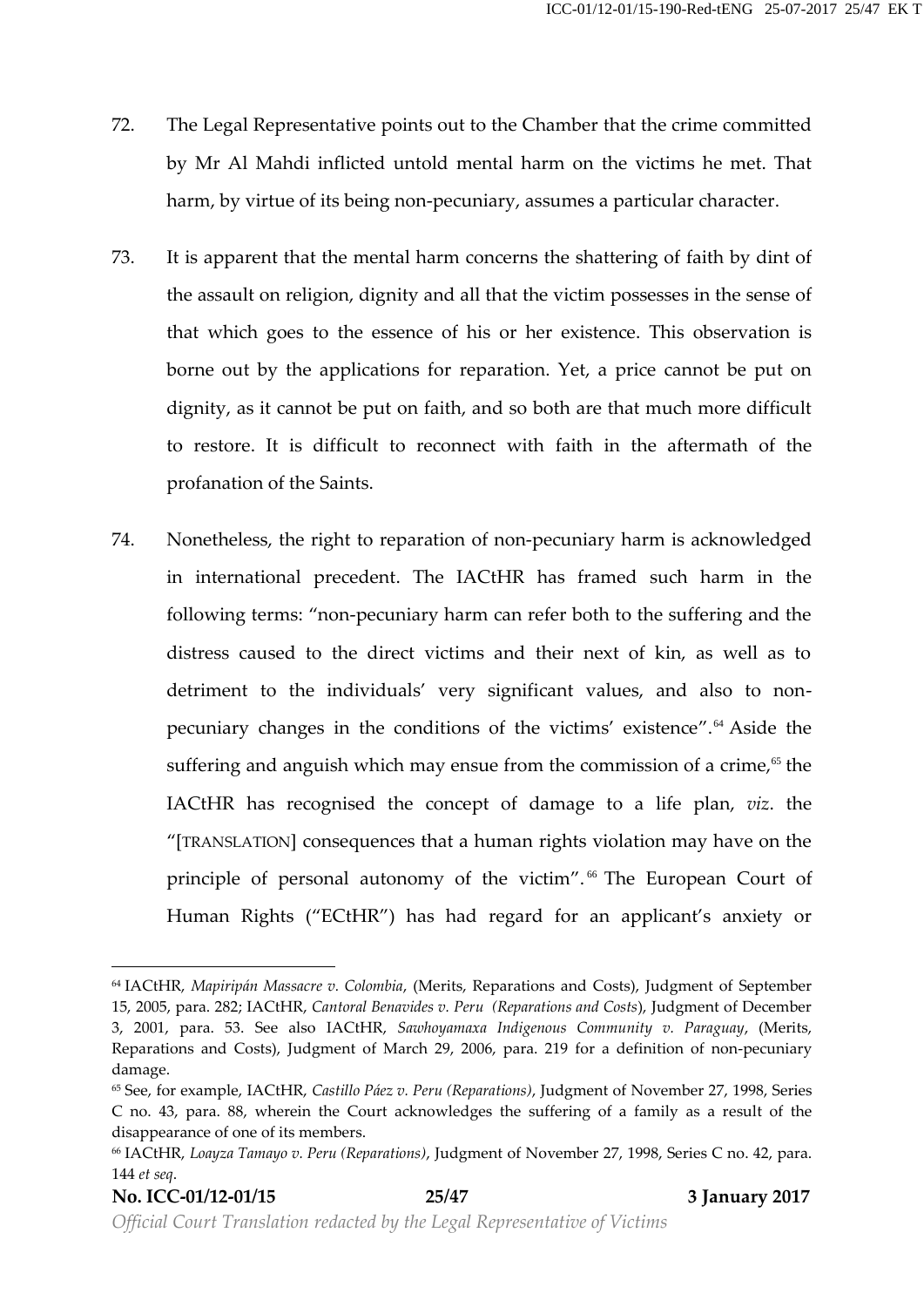72. The Legal Representative points out to the Chamber that the crime committed by Mr Al Mahdi inflicted untold mental harm on the victims he met. That harm, by virtue of its being non-pecuniary, assumes a particular character.

73. It is apparent that the mental harm concerns the shattering of faith by dint of the assault on religion, dignity and all that the victim possesses in the sense of that which goes to the essence of his or her existence. This observation is borne out by the applications for reparation. Yet, a price cannot be put on dignity, as it cannot be put on faith, and so both are that much more difficult to restore. It is difficult to reconnect with faith in the aftermath of the profanation of the Saints.

74. Nonetheless, the right to reparation of non-pecuniary harm is acknowledged in international precedent. The IACtHR has framed such harm in the following terms: "non-pecuniary harm can refer both to the suffering and the distress caused to the direct victims and their next of kin, as well as to detriment to the individuals' very significant values, and also to non-pecuniary changes in the conditions of the victims' existence".[64] Aside the suffering and anguish which may ensue from the commission of a crime,[65] the IACtHR has recognised the concept of damage to a life plan, *viz*. the "[TRANSLATION] consequences that a human rights violation may have on the principle of personal autonomy of the victim".[66] The European Court of Human Rights ("ECtHR") has had regard for an applicant's anxiety or

---

[64] IACtHR, *Mapiripán Massacre v. Colombia*, (Merits, Reparations and Costs), Judgment of September 15, 2005, para. 282; IACtHR, *Cantoral Benavides v. Peru (Reparations and Costs*), Judgment of December 3, 2001, para. 53. See also IACtHR, *Sawhoyamaxa Indigenous Community v. Paraguay*, (Merits, Reparations and Costs), Judgment of March 29, 2006, para. 219 for a definition of non-pecuniary damage.

[65] See, for example, IACtHR, *Castillo Páez v. Peru (Reparations)*, Judgment of November 27, 1998, Series C no. 43, para. 88, wherein the Court acknowledges the suffering of a family as a result of the disappearance of one of its members.

[66] IACtHR, *Loayza Tamayo v. Peru (Reparations)*, Judgment of November 27, 1998, Series C no. 42, para. 144 *et seq*.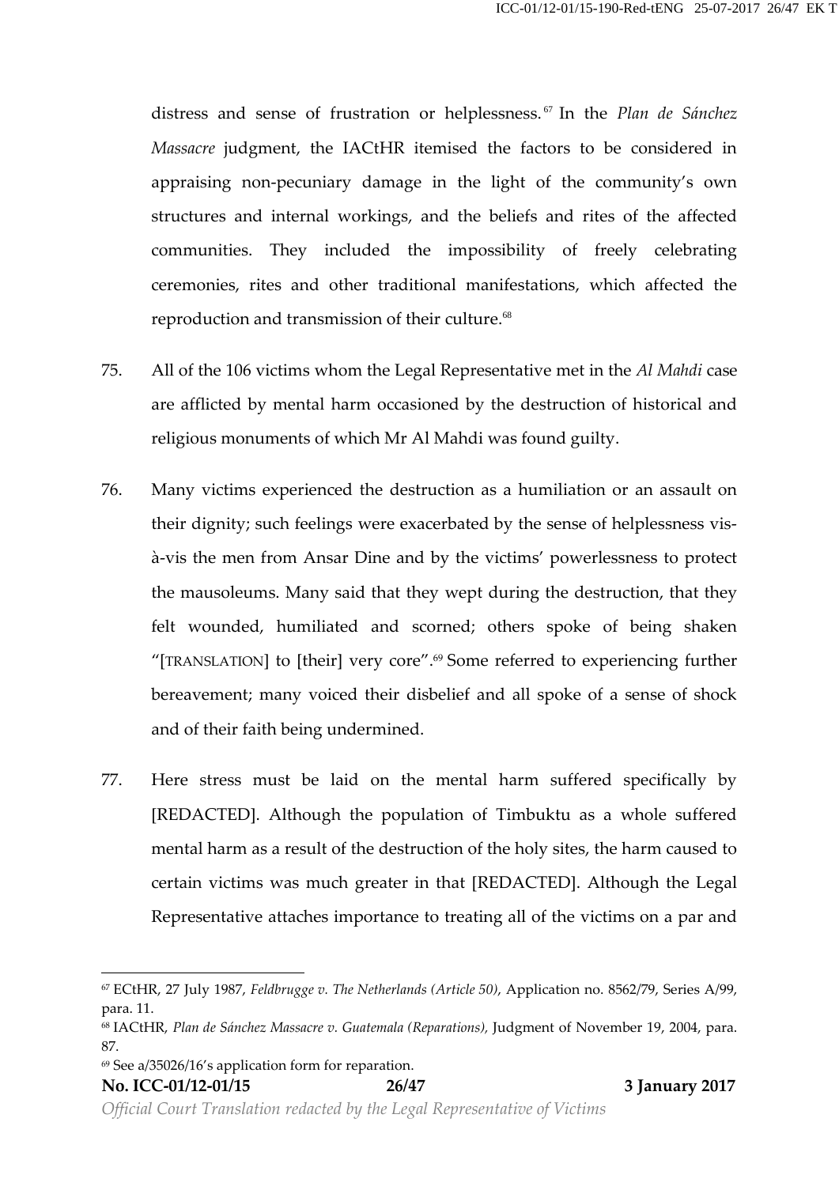distress and sense of frustration or helplessness.[67] In the *Plan de Sánchez Massacre* judgment, the IACtHR itemised the factors to be considered in appraising non-pecuniary damage in the light of the community's own structures and internal workings, and the beliefs and rites of the affected communities. They included the impossibility of freely celebrating ceremonies, rites and other traditional manifestations, which affected the reproduction and transmission of their culture.[68]

75. All of the 106 victims whom the Legal Representative met in the *Al Mahdi* case are afflicted by mental harm occasioned by the destruction of historical and religious monuments of which Mr Al Mahdi was found guilty.

76. Many victims experienced the destruction as a humiliation or an assault on their dignity; such feelings were exacerbated by the sense of helplessness vis-à-vis the men from Ansar Dine and by the victims' powerlessness to protect the mausoleums. Many said that they wept during the destruction, that they felt wounded, humiliated and scorned; others spoke of being shaken "[TRANSLATION] to [their] very core".[69] Some referred to experiencing further bereavement; many voiced their disbelief and all spoke of a sense of shock and of their faith being undermined.

77. Here stress must be laid on the mental harm suffered specifically by [REDACTED]. Although the population of Timbuktu as a whole suffered mental harm as a result of the destruction of the holy sites, the harm caused to certain victims was much greater in that [REDACTED]. Although the Legal Representative attaches importance to treating all of the victims on a par and

---

[67] ECtHR, 27 July 1987, *Feldbrugge v. The Netherlands (Article 50)*, Application no. 8562/79, Series A/99, para. 11.

[68] IACtHR, *Plan de Sánchez Massacre v. Guatemala (Reparations)*, Judgment of November 19, 2004, para. 87.

[69] See a/35026/16's application form for reparation.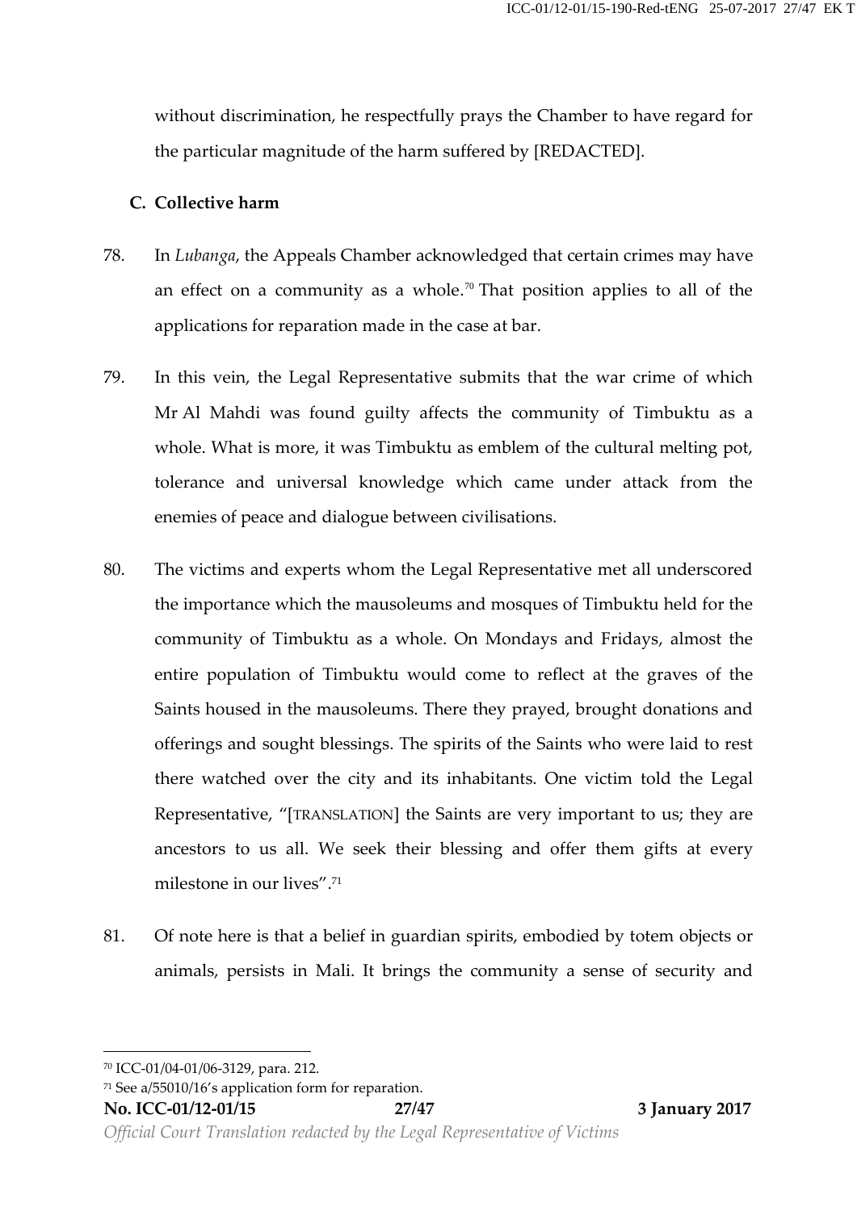without discrimination, he respectfully prays the Chamber to have regard for the particular magnitude of the harm suffered by [REDACTED].

### C. Collective harm

78. In *Lubanga*, the Appeals Chamber acknowledged that certain crimes may have an effect on a community as a whole.[70] That position applies to all of the applications for reparation made in the case at bar.

79. In this vein, the Legal Representative submits that the war crime of which Mr Al Mahdi was found guilty affects the community of Timbuktu as a whole. What is more, it was Timbuktu as emblem of the cultural melting pot, tolerance and universal knowledge which came under attack from the enemies of peace and dialogue between civilisations.

80. The victims and experts whom the Legal Representative met all underscored the importance which the mausoleums and mosques of Timbuktu held for the community of Timbuktu as a whole. On Mondays and Fridays, almost the entire population of Timbuktu would come to reflect at the graves of the Saints housed in the mausoleums. There they prayed, brought donations and offerings and sought blessings. The spirits of the Saints who were laid to rest there watched over the city and its inhabitants. One victim told the Legal Representative, "[TRANSLATION] the Saints are very important to us; they are ancestors to us all. We seek their blessing and offer them gifts at every milestone in our lives".[71]

81. Of note here is that a belief in guardian spirits, embodied by totem objects or animals, persists in Mali. It brings the community a sense of security and

---

[70] ICC-01/04-01/06-3129, para. 212.

[71] See a/55010/16's application form for reparation.

**No. ICC-01/12-01/15** **27/47** **3 January 2017**

*Official Court Translation redacted by the Legal Representative of Victims*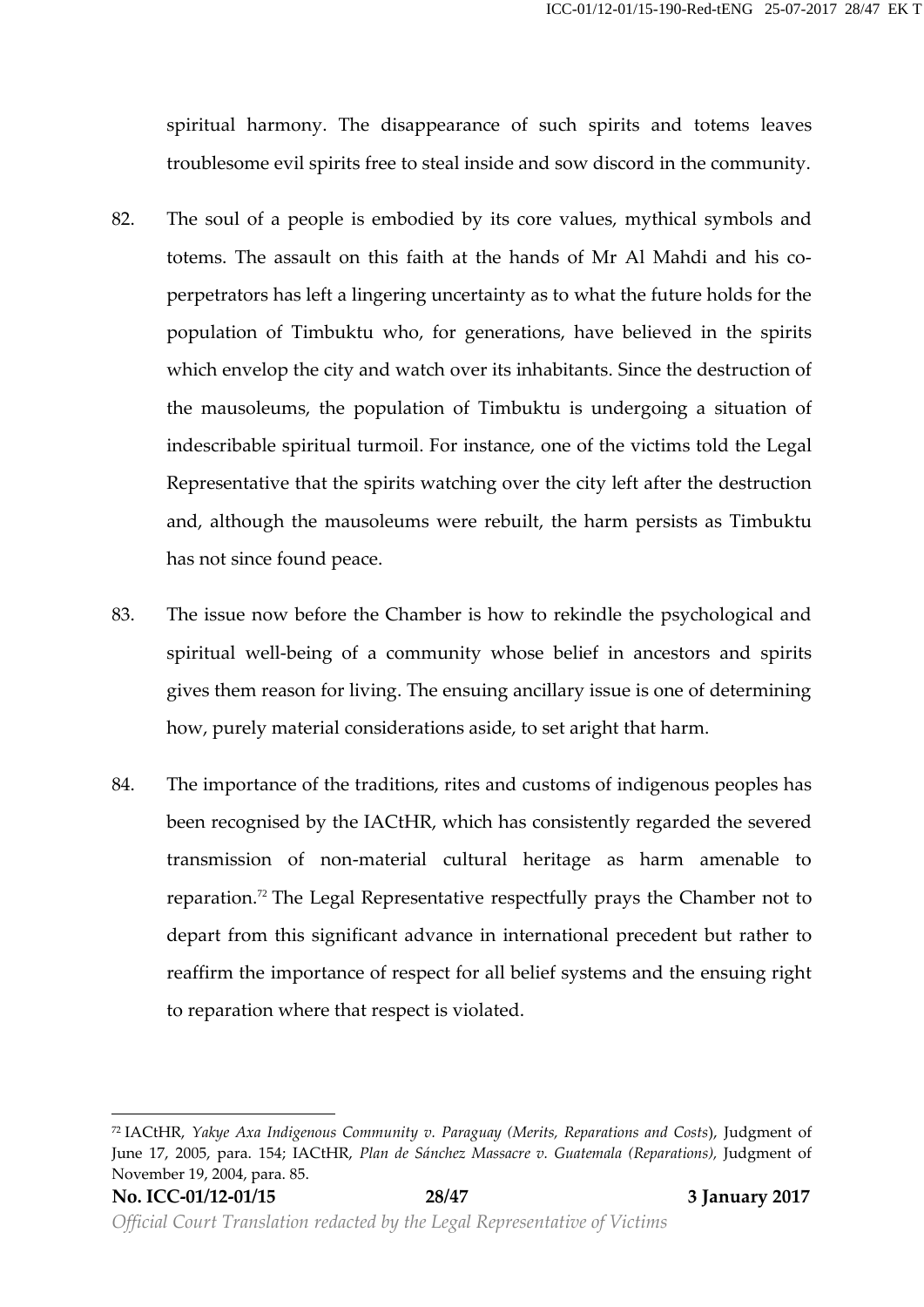spiritual harmony. The disappearance of such spirits and totems leaves troublesome evil spirits free to steal inside and sow discord in the community.

82. The soul of a people is embodied by its core values, mythical symbols and totems. The assault on this faith at the hands of Mr Al Mahdi and his co-perpetrators has left a lingering uncertainty as to what the future holds for the population of Timbuktu who, for generations, have believed in the spirits which envelop the city and watch over its inhabitants. Since the destruction of the mausoleums, the population of Timbuktu is undergoing a situation of indescribable spiritual turmoil. For instance, one of the victims told the Legal Representative that the spirits watching over the city left after the destruction and, although the mausoleums were rebuilt, the harm persists as Timbuktu has not since found peace.

83. The issue now before the Chamber is how to rekindle the psychological and spiritual well-being of a community whose belief in ancestors and spirits gives them reason for living. The ensuing ancillary issue is one of determining how, purely material considerations aside, to set aright that harm.

84. The importance of the traditions, rites and customs of indigenous peoples has been recognised by the IACtHR, which has consistently regarded the severed transmission of non-material cultural heritage as harm amenable to reparation.[72] The Legal Representative respectfully prays the Chamber not to depart from this significant advance in international precedent but rather to reaffirm the importance of respect for all belief systems and the ensuing right to reparation where that respect is violated.

---

[72] IACtHR, *Yakye Axa Indigenous Community v. Paraguay (Merits, Reparations and Costs*), Judgment of June 17, 2005, para. 154; IACtHR, *Plan de Sánchez Massacre v. Guatemala (Reparations)*, Judgment of November 19, 2004, para. 85.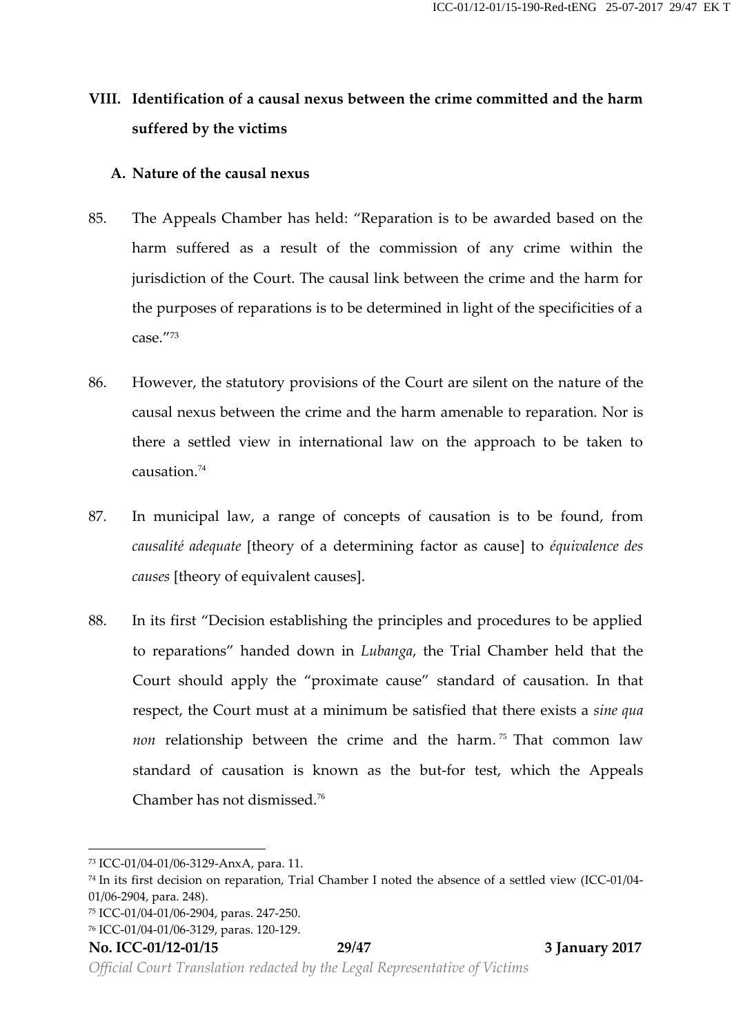## VIII. Identification of a causal nexus between the crime committed and the harm suffered by the victims

### A. Nature of the causal nexus

85. The Appeals Chamber has held: "Reparation is to be awarded based on the harm suffered as a result of the commission of any crime within the jurisdiction of the Court. The causal link between the crime and the harm for the purposes of reparations is to be determined in light of the specificities of a case."[73]

86. However, the statutory provisions of the Court are silent on the nature of the causal nexus between the crime and the harm amenable to reparation. Nor is there a settled view in international law on the approach to be taken to causation.[74]

87. In municipal law, a range of concepts of causation is to be found, from *causalité adequate* [theory of a determining factor as cause] to *équivalence des causes* [theory of equivalent causes].

88. In its first "Decision establishing the principles and procedures to be applied to reparations" handed down in *Lubanga*, the Trial Chamber held that the Court should apply the "proximate cause" standard of causation. In that respect, the Court must at a minimum be satisfied that there exists a *sine qua non* relationship between the crime and the harm.[75] That common law standard of causation is known as the but-for test, which the Appeals Chamber has not dismissed.[76]

---

[73] ICC-01/04-01/06-3129-AnxA, para. 11.

[74] In its first decision on reparation, Trial Chamber I noted the absence of a settled view (ICC-01/04-01/06-2904, para. 248).

[75] ICC-01/04-01/06-2904, paras. 247-250.

[76] ICC-01/04-01/06-3129, paras. 120-129.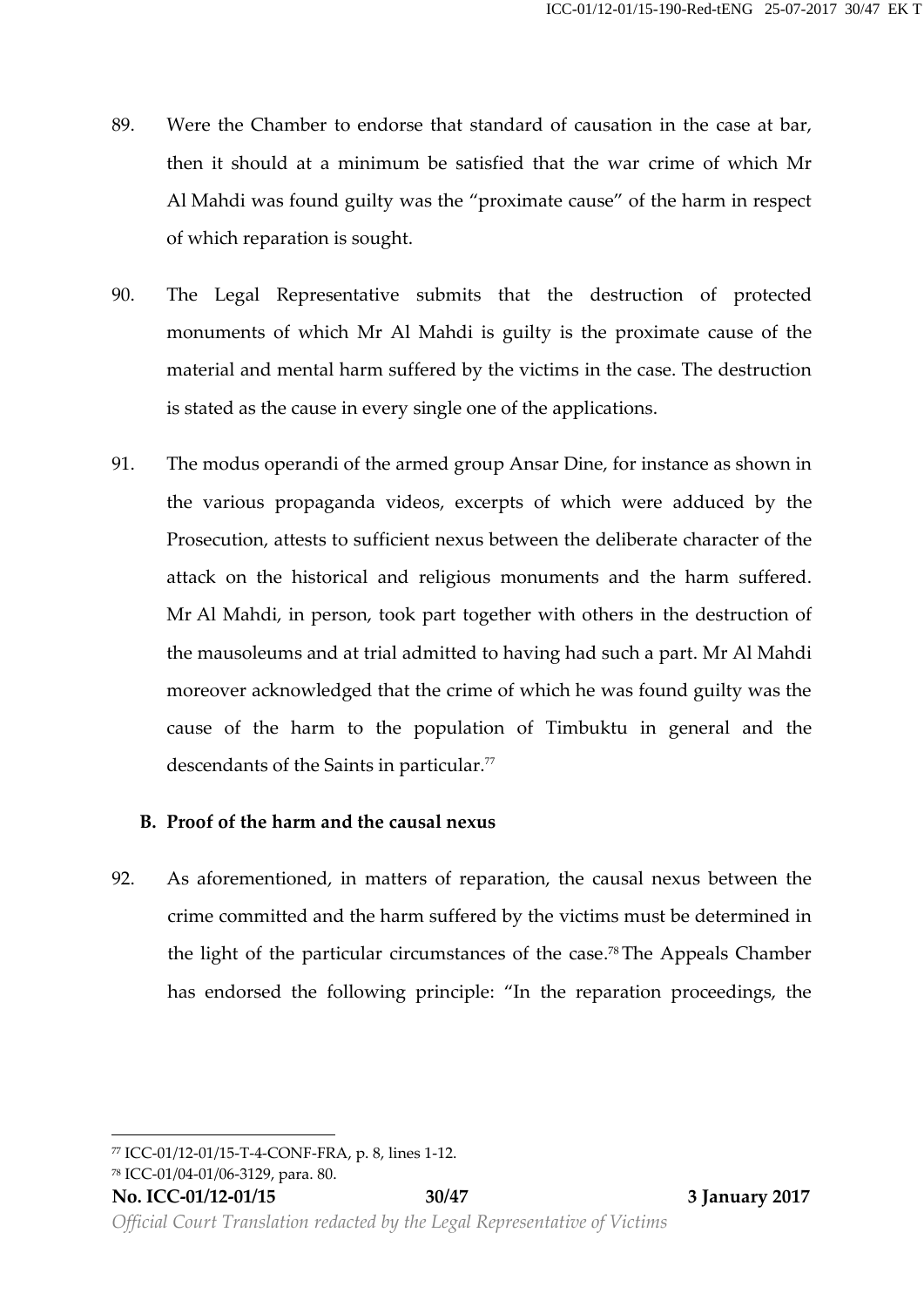89. Were the Chamber to endorse that standard of causation in the case at bar, then it should at a minimum be satisfied that the war crime of which Mr Al Mahdi was found guilty was the "proximate cause" of the harm in respect of which reparation is sought.

90. The Legal Representative submits that the destruction of protected monuments of which Mr Al Mahdi is guilty is the proximate cause of the material and mental harm suffered by the victims in the case. The destruction is stated as the cause in every single one of the applications.

91. The modus operandi of the armed group Ansar Dine, for instance as shown in the various propaganda videos, excerpts of which were adduced by the Prosecution, attests to sufficient nexus between the deliberate character of the attack on the historical and religious monuments and the harm suffered. Mr Al Mahdi, in person, took part together with others in the destruction of the mausoleums and at trial admitted to having had such a part. Mr Al Mahdi moreover acknowledged that the crime of which he was found guilty was the cause of the harm to the population of Timbuktu in general and the descendants of the Saints in particular.[77]

### B. Proof of the harm and the causal nexus

92. As aforementioned, in matters of reparation, the causal nexus between the crime committed and the harm suffered by the victims must be determined in the light of the particular circumstances of the case.[78] The Appeals Chamber has endorsed the following principle: "In the reparation proceedings, the

---

[77] ICC-01/12-01/15-T-4-CONF-FRA, p. 8, lines 1-12.

[78] ICC-01/04-01/06-3129, para. 80.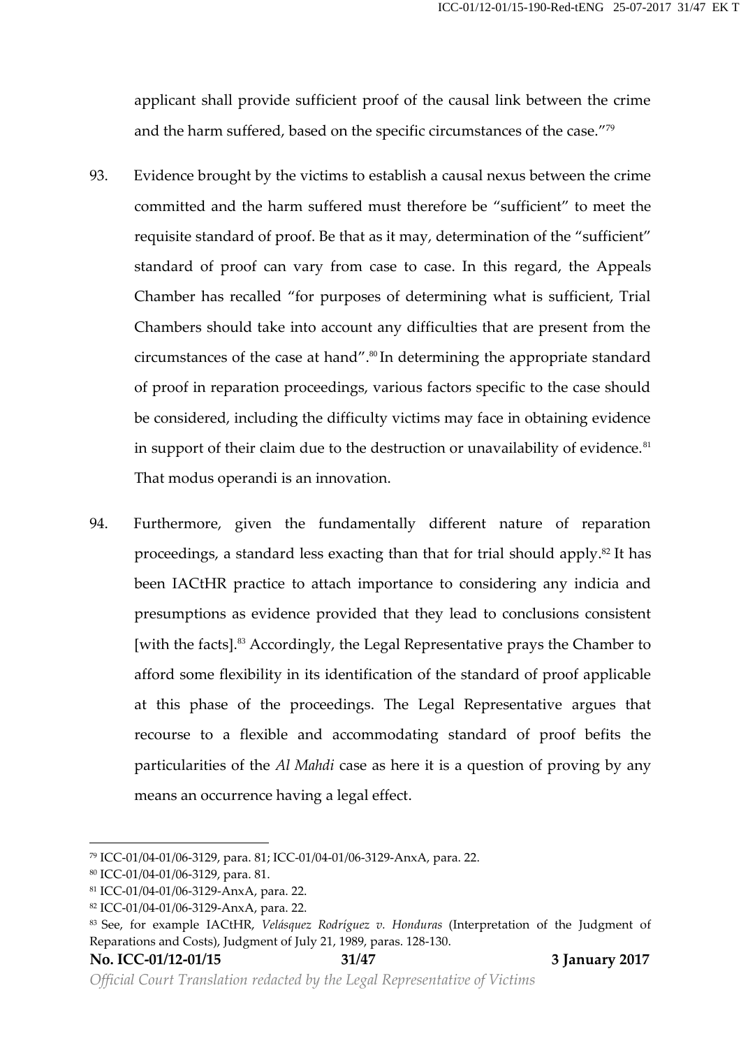applicant shall provide sufficient proof of the causal link between the crime and the harm suffered, based on the specific circumstances of the case."[79]

93. Evidence brought by the victims to establish a causal nexus between the crime committed and the harm suffered must therefore be "sufficient" to meet the requisite standard of proof. Be that as it may, determination of the "sufficient" standard of proof can vary from case to case. In this regard, the Appeals Chamber has recalled "for purposes of determining what is sufficient, Trial Chambers should take into account any difficulties that are present from the circumstances of the case at hand".[80] In determining the appropriate standard of proof in reparation proceedings, various factors specific to the case should be considered, including the difficulty victims may face in obtaining evidence in support of their claim due to the destruction or unavailability of evidence.[81] That modus operandi is an innovation.

94. Furthermore, given the fundamentally different nature of reparation proceedings, a standard less exacting than that for trial should apply.[82] It has been IACtHR practice to attach importance to considering any indicia and presumptions as evidence provided that they lead to conclusions consistent [with the facts].[83] Accordingly, the Legal Representative prays the Chamber to afford some flexibility in its identification of the standard of proof applicable at this phase of the proceedings. The Legal Representative argues that recourse to a flexible and accommodating standard of proof befits the particularities of the *Al Mahdi* case as here it is a question of proving by any means an occurrence having a legal effect.

---

[79] ICC-01/04-01/06-3129, para. 81; ICC-01/04-01/06-3129-AnxA, para. 22.

[80] ICC-01/04-01/06-3129, para. 81.

[81] ICC-01/04-01/06-3129-AnxA, para. 22.

[82] ICC-01/04-01/06-3129-AnxA, para. 22.

[83] See, for example IACtHR, *Velásquez Rodríguez v. Honduras* (Interpretation of the Judgment of Reparations and Costs), Judgment of July 21, 1989, paras. 128-130.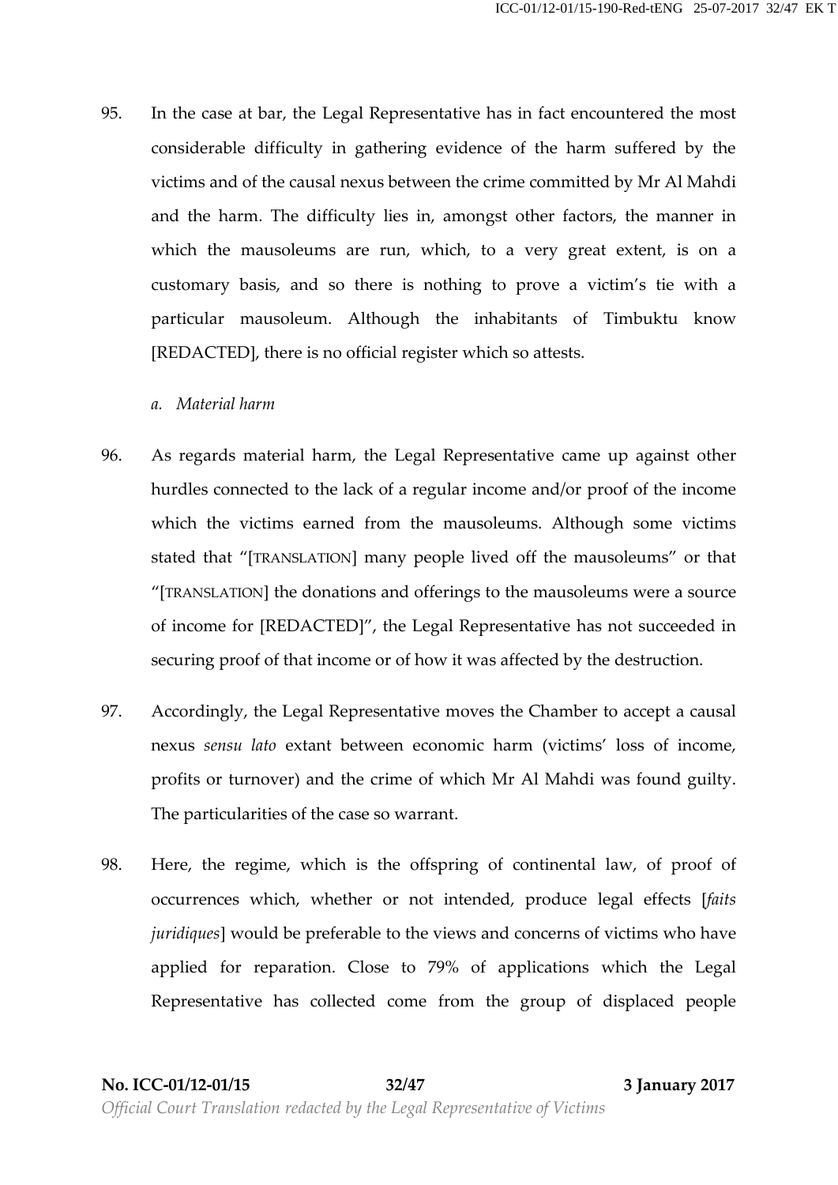95. In the case at bar, the Legal Representative has in fact encountered the most considerable difficulty in gathering evidence of the harm suffered by the victims and of the causal nexus between the crime committed by Mr Al Mahdi and the harm. The difficulty lies in, amongst other factors, the manner in which the mausoleums are run, which, to a very great extent, is on a customary basis, and so there is nothing to prove a victim's tie with a particular mausoleum. Although the inhabitants of Timbuktu know [REDACTED], there is no official register which so attests.

*a. Material harm*

96. As regards material harm, the Legal Representative came up against other hurdles connected to the lack of a regular income and/or proof of the income which the victims earned from the mausoleums. Although some victims stated that "[TRANSLATION] many people lived off the mausoleums" or that "[TRANSLATION] the donations and offerings to the mausoleums were a source of income for [REDACTED]", the Legal Representative has not succeeded in securing proof of that income or of how it was affected by the destruction.

97. Accordingly, the Legal Representative moves the Chamber to accept a causal nexus *sensu lato* extant between economic harm (victims' loss of income, profits or turnover) and the crime of which Mr Al Mahdi was found guilty. The particularities of the case so warrant.

98. Here, the regime, which is the offspring of continental law, of proof of occurrences which, whether or not intended, produce legal effects [*faits juridiques*] would be preferable to the views and concerns of victims who have applied for reparation. Close to 79% of applications which the Legal Representative has collected come from the group of displaced people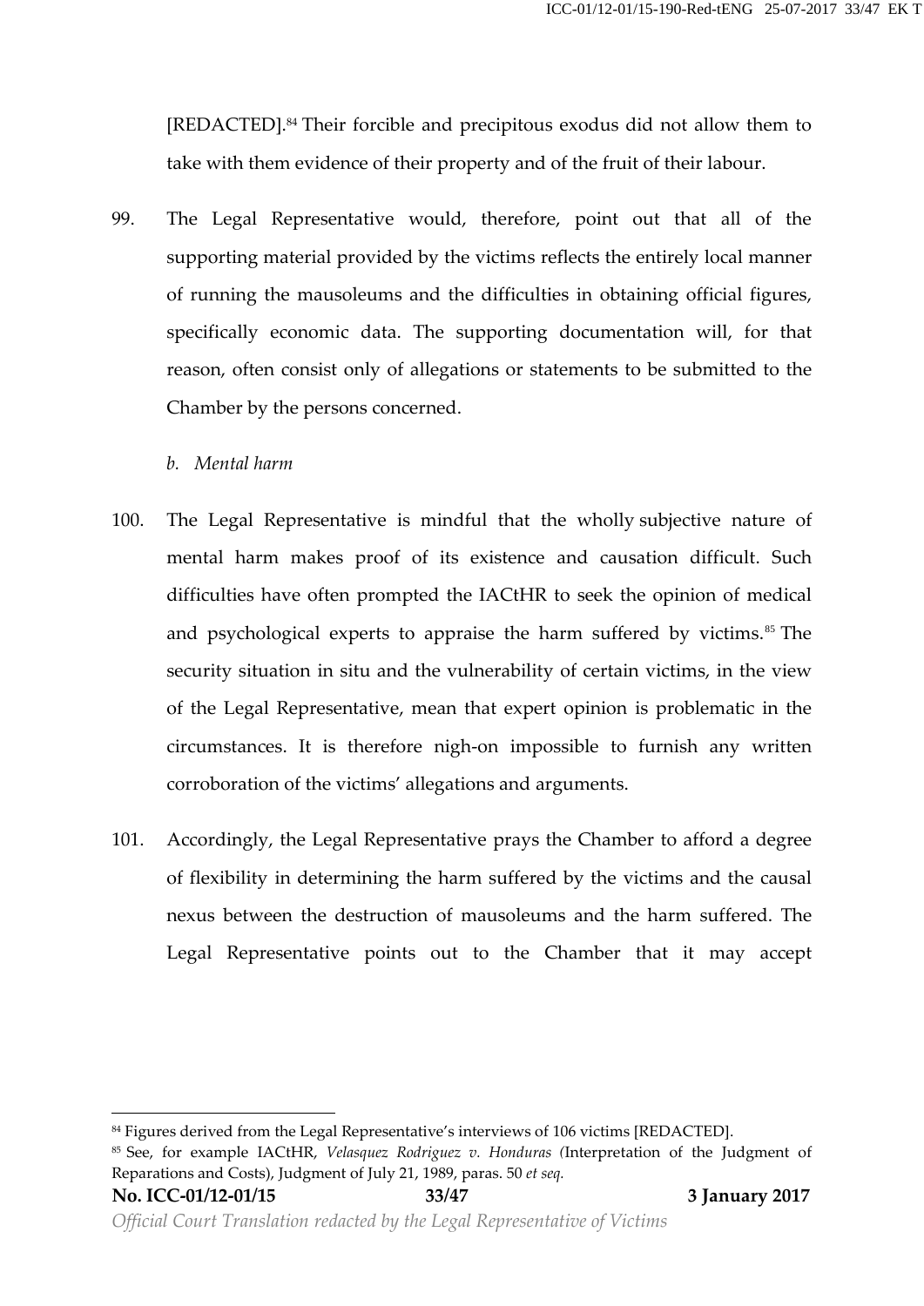[REDACTED].[84] Their forcible and precipitous exodus did not allow them to take with them evidence of their property and of the fruit of their labour.

99. The Legal Representative would, therefore, point out that all of the supporting material provided by the victims reflects the entirely local manner of running the mausoleums and the difficulties in obtaining official figures, specifically economic data. The supporting documentation will, for that reason, often consist only of allegations or statements to be submitted to the Chamber by the persons concerned.

*b. Mental harm*

100. The Legal Representative is mindful that the wholly subjective nature of mental harm makes proof of its existence and causation difficult. Such difficulties have often prompted the IACtHR to seek the opinion of medical and psychological experts to appraise the harm suffered by victims.[85] The security situation in situ and the vulnerability of certain victims, in the view of the Legal Representative, mean that expert opinion is problematic in the circumstances. It is therefore nigh-on impossible to furnish any written corroboration of the victims' allegations and arguments.

101. Accordingly, the Legal Representative prays the Chamber to afford a degree of flexibility in determining the harm suffered by the victims and the causal nexus between the destruction of mausoleums and the harm suffered. The Legal Representative points out to the Chamber that it may accept

---

[84] Figures derived from the Legal Representative's interviews of 106 victims [REDACTED].

[85] See, for example IACtHR, *Velasquez Rodriguez v. Honduras (*Interpretation of the Judgment of Reparations and Costs), Judgment of July 21, 1989, paras. 50 *et seq.*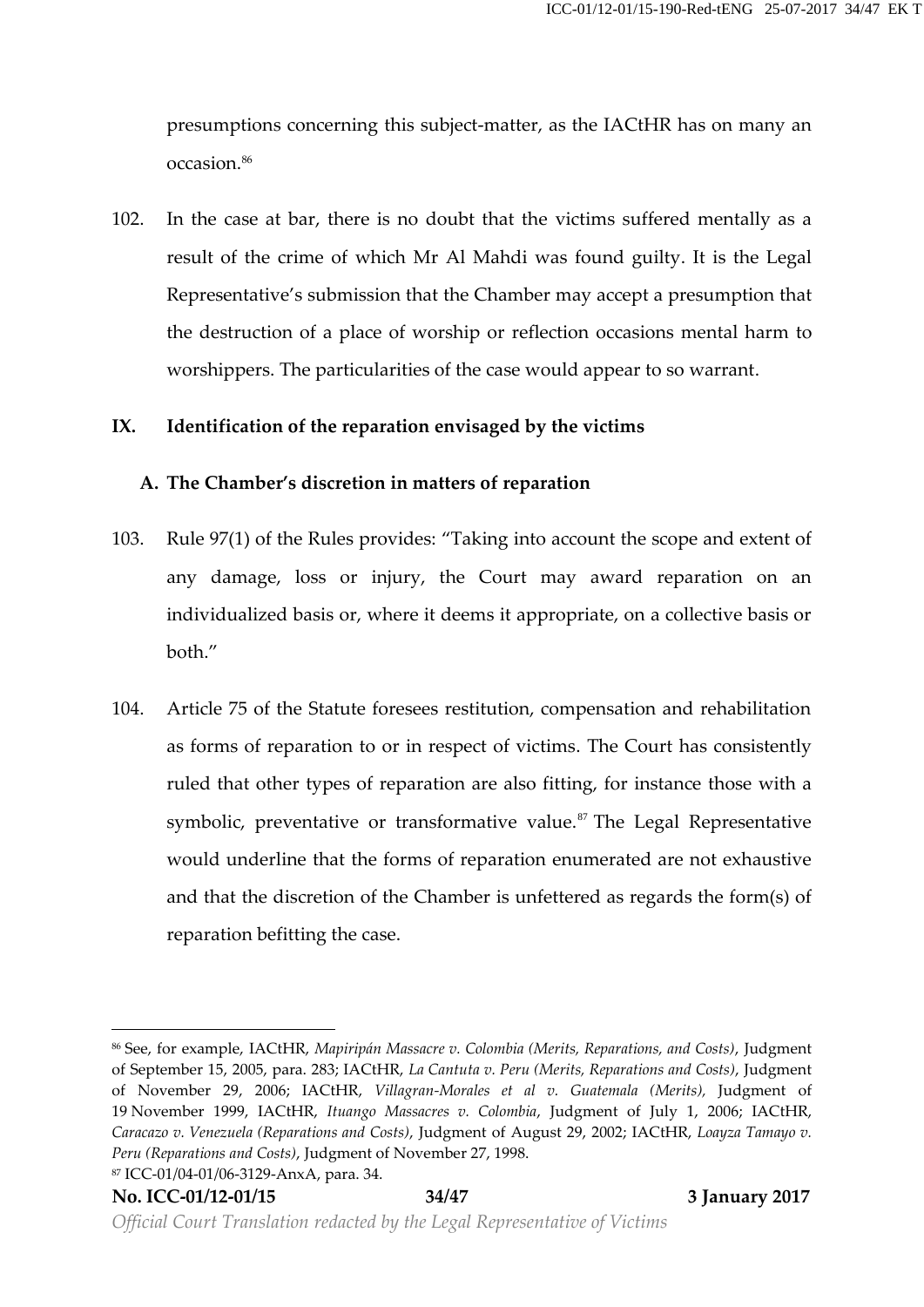presumptions concerning this subject-matter, as the IACtHR has on many an occasion.[86]

102. In the case at bar, there is no doubt that the victims suffered mentally as a result of the crime of which Mr Al Mahdi was found guilty. It is the Legal Representative's submission that the Chamber may accept a presumption that the destruction of a place of worship or reflection occasions mental harm to worshippers. The particularities of the case would appear to so warrant.

## IX. Identification of the reparation envisaged by the victims

### A. The Chamber's discretion in matters of reparation

103. Rule 97(1) of the Rules provides: "Taking into account the scope and extent of any damage, loss or injury, the Court may award reparation on an individualized basis or, where it deems it appropriate, on a collective basis or both."

104. Article 75 of the Statute foresees restitution, compensation and rehabilitation as forms of reparation to or in respect of victims. The Court has consistently ruled that other types of reparation are also fitting, for instance those with a symbolic, preventative or transformative value.[87] The Legal Representative would underline that the forms of reparation enumerated are not exhaustive and that the discretion of the Chamber is unfettered as regards the form(s) of reparation befitting the case.

---

[86] See, for example, IACtHR, *Mapiripán Massacre v. Colombia (Merits, Reparations, and Costs)*, Judgment of September 15, 2005, para. 283; IACtHR, *La Cantuta v. Peru (Merits, Reparations and Costs)*, Judgment of November 29, 2006; IACtHR, *Villagran-Morales et al v. Guatemala (Merits)*, Judgment of 19 November 1999, IACtHR, *Ituango Massacres v. Colombia*, Judgment of July 1, 2006; IACtHR, *Caracazo v. Venezuela (Reparations and Costs)*, Judgment of August 29, 2002; IACtHR, *Loayza Tamayo v. Peru (Reparations and Costs)*, Judgment of November 27, 1998.

[87] ICC-01/04-01/06-3129-AnxA, para. 34.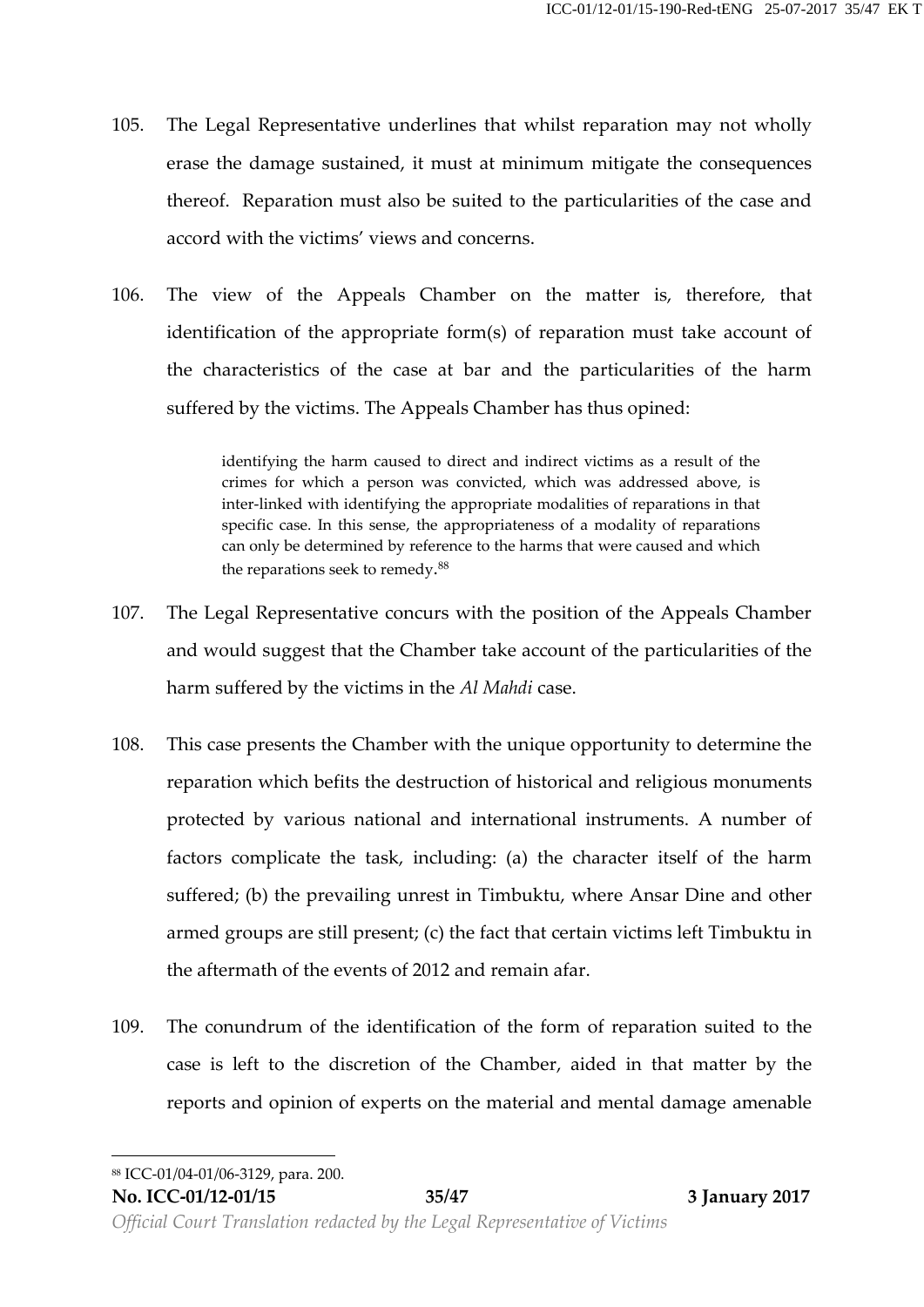105. The Legal Representative underlines that whilst reparation may not wholly erase the damage sustained, it must at minimum mitigate the consequences thereof. Reparation must also be suited to the particularities of the case and accord with the victims' views and concerns.

106. The view of the Appeals Chamber on the matter is, therefore, that identification of the appropriate form(s) of reparation must take account of the characteristics of the case at bar and the particularities of the harm suffered by the victims. The Appeals Chamber has thus opined:

> identifying the harm caused to direct and indirect victims as a result of the crimes for which a person was convicted, which was addressed above, is inter-linked with identifying the appropriate modalities of reparations in that specific case. In this sense, the appropriateness of a modality of reparations can only be determined by reference to the harms that were caused and which the reparations seek to remedy.[88]

107. The Legal Representative concurs with the position of the Appeals Chamber and would suggest that the Chamber take account of the particularities of the harm suffered by the victims in the *Al Mahdi* case.

108. This case presents the Chamber with the unique opportunity to determine the reparation which befits the destruction of historical and religious monuments protected by various national and international instruments. A number of factors complicate the task, including: (a) the character itself of the harm suffered; (b) the prevailing unrest in Timbuktu, where Ansar Dine and other armed groups are still present; (c) the fact that certain victims left Timbuktu in the aftermath of the events of 2012 and remain afar.

109. The conundrum of the identification of the form of reparation suited to the case is left to the discretion of the Chamber, aided in that matter by the reports and opinion of experts on the material and mental damage amenable

---

[88] ICC-01/04-01/06-3129, para. 200.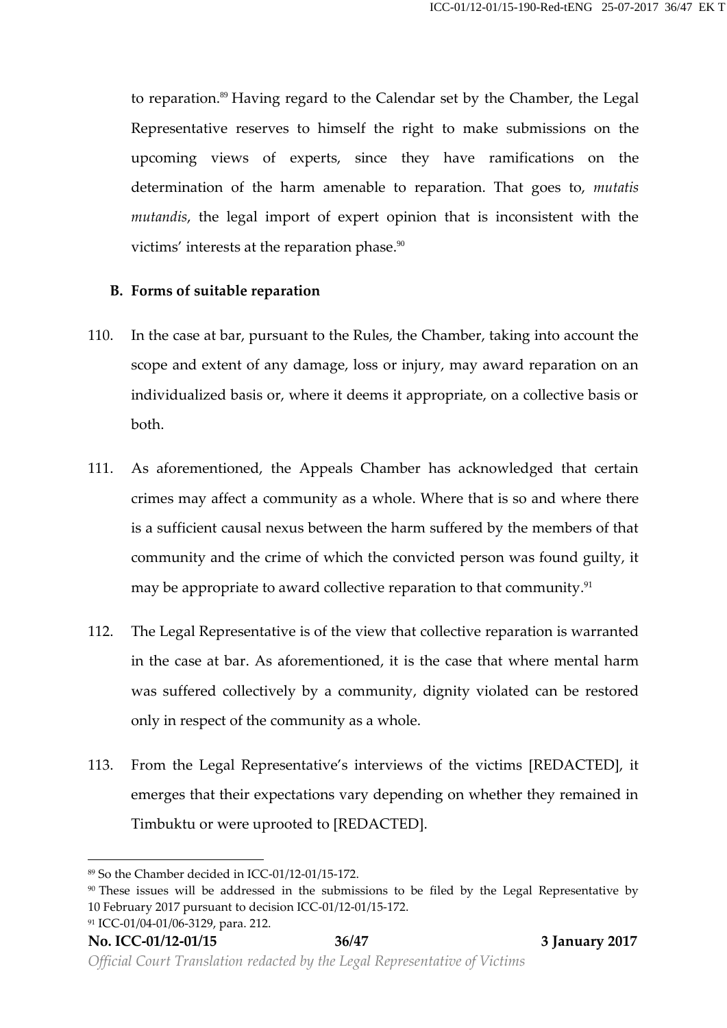to reparation.[89] Having regard to the Calendar set by the Chamber, the Legal Representative reserves to himself the right to make submissions on the upcoming views of experts, since they have ramifications on the determination of the harm amenable to reparation. That goes to, *mutatis mutandis*, the legal import of expert opinion that is inconsistent with the victims' interests at the reparation phase.[90]

**B. Forms of suitable reparation**

110. In the case at bar, pursuant to the Rules, the Chamber, taking into account the scope and extent of any damage, loss or injury, may award reparation on an individualized basis or, where it deems it appropriate, on a collective basis or both.

111. As aforementioned, the Appeals Chamber has acknowledged that certain crimes may affect a community as a whole. Where that is so and where there is a sufficient causal nexus between the harm suffered by the members of that community and the crime of which the convicted person was found guilty, it may be appropriate to award collective reparation to that community.[91]

112. The Legal Representative is of the view that collective reparation is warranted in the case at bar. As aforementioned, it is the case that where mental harm was suffered collectively by a community, dignity violated can be restored only in respect of the community as a whole.

113. From the Legal Representative's interviews of the victims [REDACTED], it emerges that their expectations vary depending on whether they remained in Timbuktu or were uprooted to [REDACTED].

---

[89] So the Chamber decided in ICC-01/12-01/15-172.

[90] These issues will be addressed in the submissions to be filed by the Legal Representative by 10 February 2017 pursuant to decision ICC-01/12-01/15-172.

[91] ICC-01/04-01/06-3129, para. 212.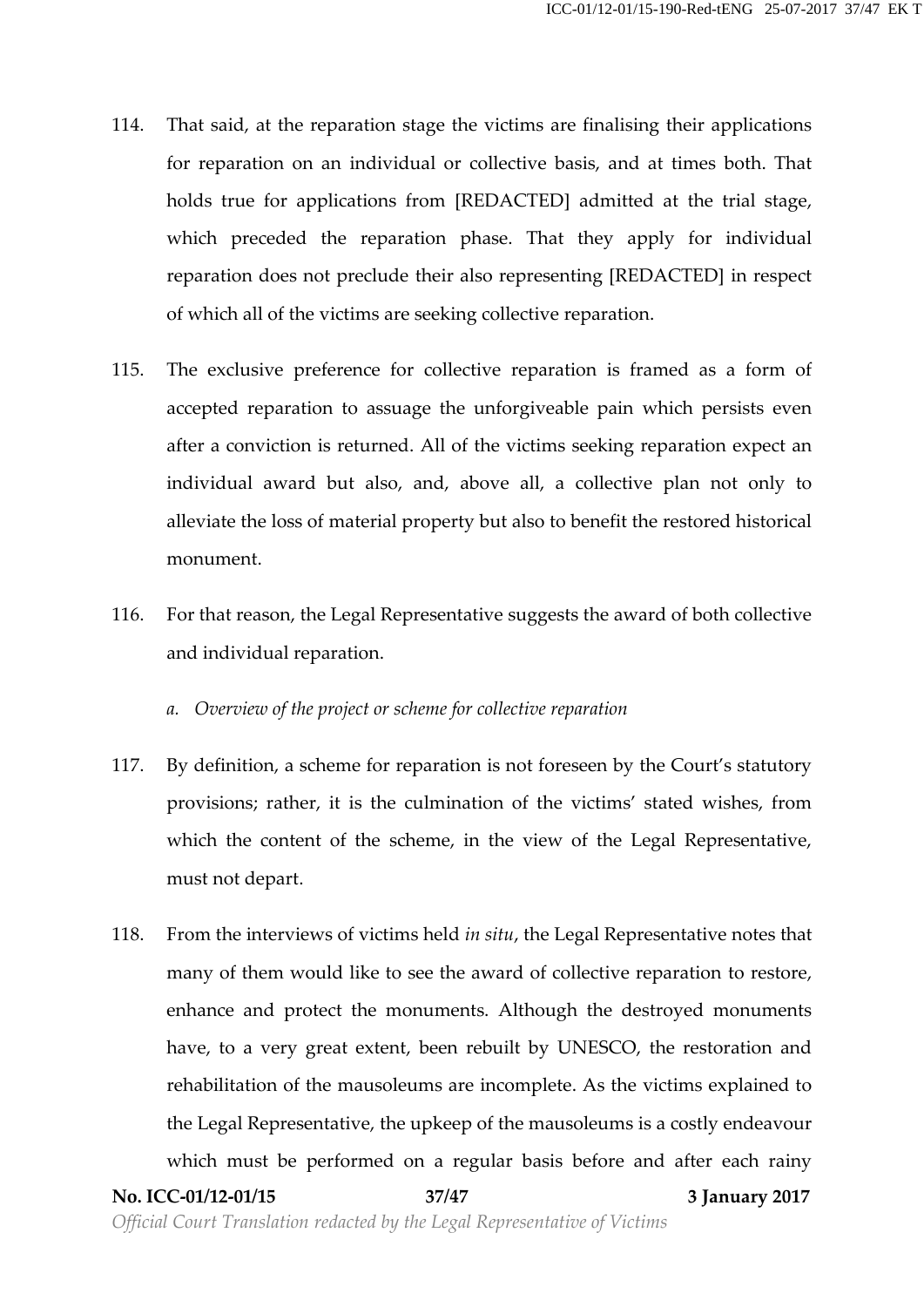114. That said, at the reparation stage the victims are finalising their applications for reparation on an individual or collective basis, and at times both. That holds true for applications from [REDACTED] admitted at the trial stage, which preceded the reparation phase. That they apply for individual reparation does not preclude their also representing [REDACTED] in respect of which all of the victims are seeking collective reparation.

115. The exclusive preference for collective reparation is framed as a form of accepted reparation to assuage the unforgiveable pain which persists even after a conviction is returned. All of the victims seeking reparation expect an individual award but also, and, above all, a collective plan not only to alleviate the loss of material property but also to benefit the restored historical monument.

116. For that reason, the Legal Representative suggests the award of both collective and individual reparation.

*a. Overview of the project or scheme for collective reparation*

117. By definition, a scheme for reparation is not foreseen by the Court's statutory provisions; rather, it is the culmination of the victims' stated wishes, from which the content of the scheme, in the view of the Legal Representative, must not depart.

118. From the interviews of victims held *in situ*, the Legal Representative notes that many of them would like to see the award of collective reparation to restore, enhance and protect the monuments. Although the destroyed monuments have, to a very great extent, been rebuilt by UNESCO, the restoration and rehabilitation of the mausoleums are incomplete. As the victims explained to the Legal Representative, the upkeep of the mausoleums is a costly endeavour which must be performed on a regular basis before and after each rainy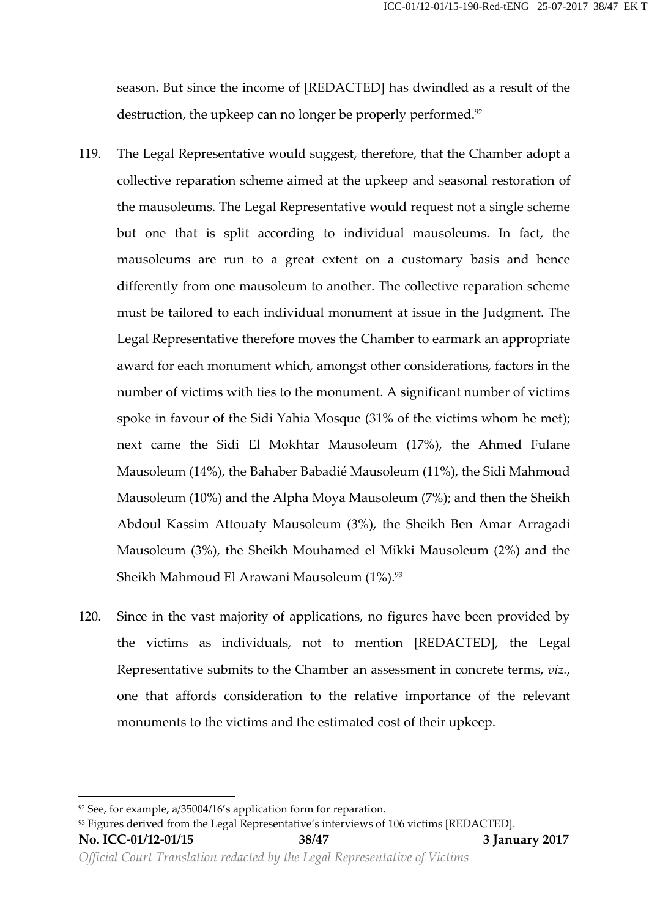season. But since the income of [REDACTED] has dwindled as a result of the destruction, the upkeep can no longer be properly performed.[92]

119. The Legal Representative would suggest, therefore, that the Chamber adopt a collective reparation scheme aimed at the upkeep and seasonal restoration of the mausoleums. The Legal Representative would request not a single scheme but one that is split according to individual mausoleums. In fact, the mausoleums are run to a great extent on a customary basis and hence differently from one mausoleum to another. The collective reparation scheme must be tailored to each individual monument at issue in the Judgment. The Legal Representative therefore moves the Chamber to earmark an appropriate award for each monument which, amongst other considerations, factors in the number of victims with ties to the monument. A significant number of victims spoke in favour of the Sidi Yahia Mosque (31% of the victims whom he met); next came the Sidi El Mokhtar Mausoleum (17%), the Ahmed Fulane Mausoleum (14%), the Bahaber Babadié Mausoleum (11%), the Sidi Mahmoud Mausoleum (10%) and the Alpha Moya Mausoleum (7%); and then the Sheikh Abdoul Kassim Attouaty Mausoleum (3%), the Sheikh Ben Amar Arragadi Mausoleum (3%), the Sheikh Mouhamed el Mikki Mausoleum (2%) and the Sheikh Mahmoud El Arawani Mausoleum (1%).[93]

120. Since in the vast majority of applications, no figures have been provided by the victims as individuals, not to mention [REDACTED], the Legal Representative submits to the Chamber an assessment in concrete terms, *viz.*, one that affords consideration to the relative importance of the relevant monuments to the victims and the estimated cost of their upkeep.

---

[92] See, for example, a/35004/16's application form for reparation.

[93] Figures derived from the Legal Representative's interviews of 106 victims [REDACTED].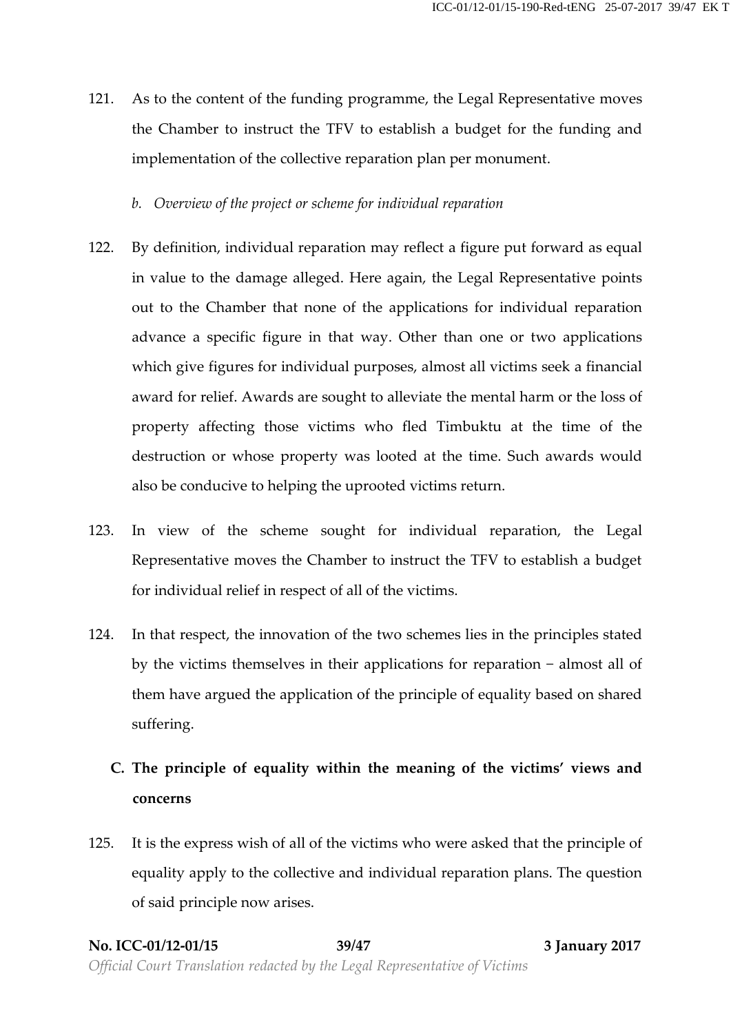121. As to the content of the funding programme, the Legal Representative moves the Chamber to instruct the TFV to establish a budget for the funding and implementation of the collective reparation plan per monument.

*b. Overview of the project or scheme for individual reparation*

122. By definition, individual reparation may reflect a figure put forward as equal in value to the damage alleged. Here again, the Legal Representative points out to the Chamber that none of the applications for individual reparation advance a specific figure in that way. Other than one or two applications which give figures for individual purposes, almost all victims seek a financial award for relief. Awards are sought to alleviate the mental harm or the loss of property affecting those victims who fled Timbuktu at the time of the destruction or whose property was looted at the time. Such awards would also be conducive to helping the uprooted victims return.

123. In view of the scheme sought for individual reparation, the Legal Representative moves the Chamber to instruct the TFV to establish a budget for individual relief in respect of all of the victims.

124. In that respect, the innovation of the two schemes lies in the principles stated by the victims themselves in their applications for reparation − almost all of them have argued the application of the principle of equality based on shared suffering.

## C. The principle of equality within the meaning of the victims' views and concerns

125. It is the express wish of all of the victims who were asked that the principle of equality apply to the collective and individual reparation plans. The question of said principle now arises.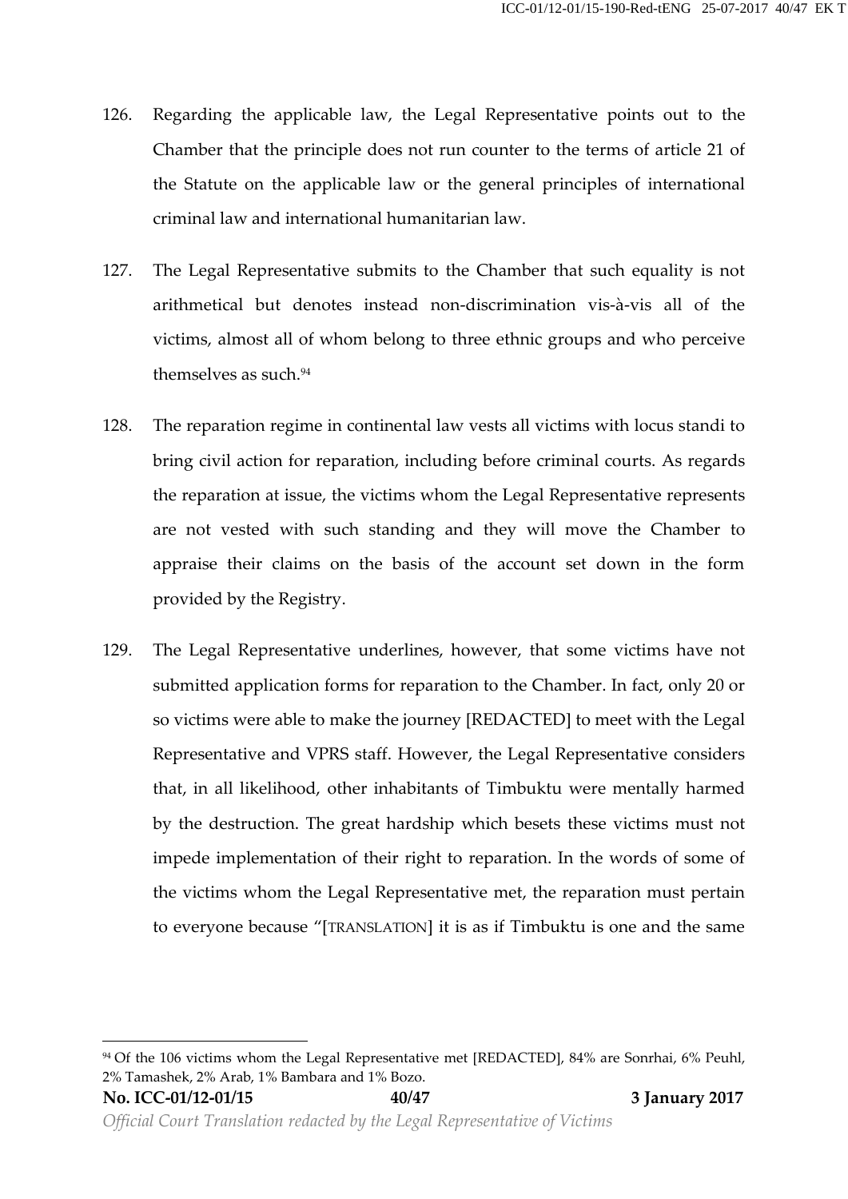126. Regarding the applicable law, the Legal Representative points out to the Chamber that the principle does not run counter to the terms of article 21 of the Statute on the applicable law or the general principles of international criminal law and international humanitarian law.

127. The Legal Representative submits to the Chamber that such equality is not arithmetical but denotes instead non-discrimination vis-à-vis all of the victims, almost all of whom belong to three ethnic groups and who perceive themselves as such.[94]

128. The reparation regime in continental law vests all victims with locus standi to bring civil action for reparation, including before criminal courts. As regards the reparation at issue, the victims whom the Legal Representative represents are not vested with such standing and they will move the Chamber to appraise their claims on the basis of the account set down in the form provided by the Registry.

129. The Legal Representative underlines, however, that some victims have not submitted application forms for reparation to the Chamber. In fact, only 20 or so victims were able to make the journey [REDACTED] to meet with the Legal Representative and VPRS staff. However, the Legal Representative considers that, in all likelihood, other inhabitants of Timbuktu were mentally harmed by the destruction. The great hardship which besets these victims must not impede implementation of their right to reparation. In the words of some of the victims whom the Legal Representative met, the reparation must pertain to everyone because "[TRANSLATION] it is as if Timbuktu is one and the same

---

[94] Of the 106 victims whom the Legal Representative met [REDACTED], 84% are Sonrhai, 6% Peuhl, 2% Tamashek, 2% Arab, 1% Bambara and 1% Bozo.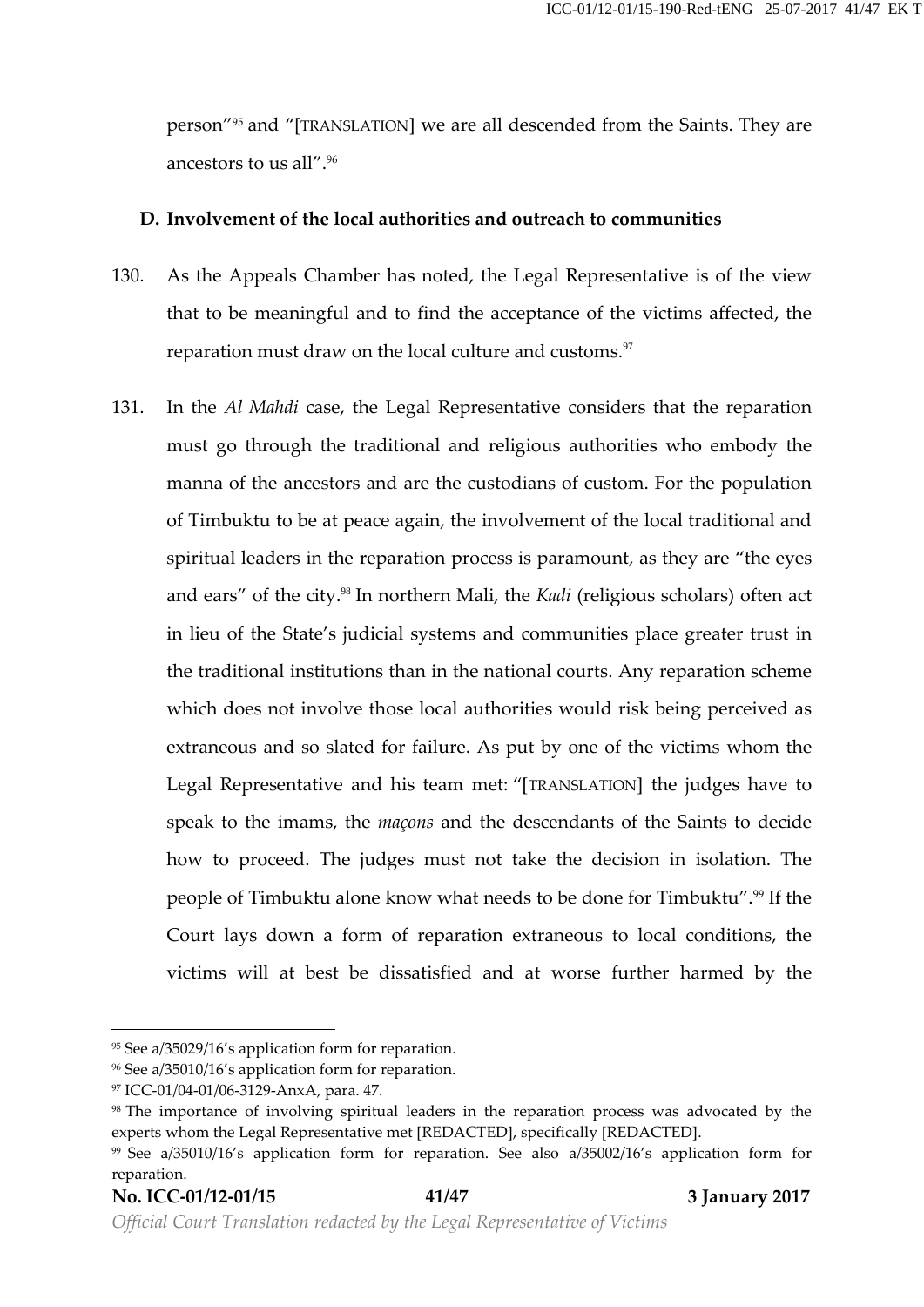person"[95] and "[TRANSLATION] we are all descended from the Saints. They are ancestors to us all".[96]

### D. Involvement of the local authorities and outreach to communities

130. As the Appeals Chamber has noted, the Legal Representative is of the view that to be meaningful and to find the acceptance of the victims affected, the reparation must draw on the local culture and customs.[97]

131. In the *Al Mahdi* case, the Legal Representative considers that the reparation must go through the traditional and religious authorities who embody the manna of the ancestors and are the custodians of custom. For the population of Timbuktu to be at peace again, the involvement of the local traditional and spiritual leaders in the reparation process is paramount, as they are "the eyes and ears" of the city.[98] In northern Mali, the *Kadi* (religious scholars) often act in lieu of the State's judicial systems and communities place greater trust in the traditional institutions than in the national courts. Any reparation scheme which does not involve those local authorities would risk being perceived as extraneous and so slated for failure. As put by one of the victims whom the Legal Representative and his team met: "[TRANSLATION] the judges have to speak to the imams, the *maçons* and the descendants of the Saints to decide how to proceed. The judges must not take the decision in isolation. The people of Timbuktu alone know what needs to be done for Timbuktu".[99] If the Court lays down a form of reparation extraneous to local conditions, the victims will at best be dissatisfied and at worse further harmed by the

---

[95] See a/35029/16's application form for reparation.

[96] See a/35010/16's application form for reparation.

[97] ICC-01/04-01/06-3129-AnxA, para. 47.

[98] The importance of involving spiritual leaders in the reparation process was advocated by the experts whom the Legal Representative met [REDACTED], specifically [REDACTED].

[99] See a/35010/16's application form for reparation. See also a/35002/16's application form for reparation.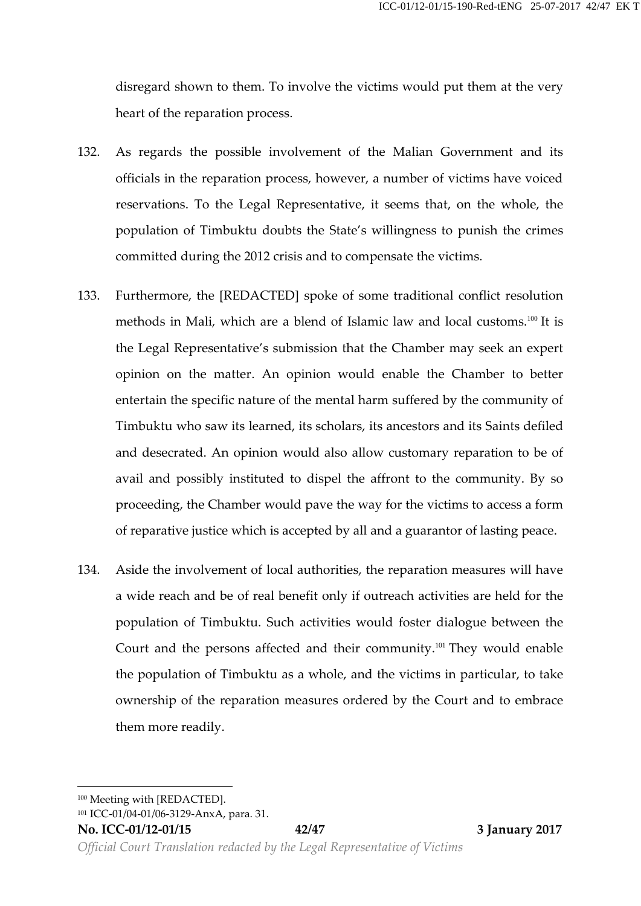disregard shown to them. To involve the victims would put them at the very heart of the reparation process.

132. As regards the possible involvement of the Malian Government and its officials in the reparation process, however, a number of victims have voiced reservations. To the Legal Representative, it seems that, on the whole, the population of Timbuktu doubts the State's willingness to punish the crimes committed during the 2012 crisis and to compensate the victims.

133. Furthermore, the [REDACTED] spoke of some traditional conflict resolution methods in Mali, which are a blend of Islamic law and local customs.[100] It is the Legal Representative's submission that the Chamber may seek an expert opinion on the matter. An opinion would enable the Chamber to better entertain the specific nature of the mental harm suffered by the community of Timbuktu who saw its learned, its scholars, its ancestors and its Saints defiled and desecrated. An opinion would also allow customary reparation to be of avail and possibly instituted to dispel the affront to the community. By so proceeding, the Chamber would pave the way for the victims to access a form of reparative justice which is accepted by all and a guarantor of lasting peace.

134. Aside the involvement of local authorities, the reparation measures will have a wide reach and be of real benefit only if outreach activities are held for the population of Timbuktu. Such activities would foster dialogue between the Court and the persons affected and their community.[101] They would enable the population of Timbuktu as a whole, and the victims in particular, to take ownership of the reparation measures ordered by the Court and to embrace them more readily.

---

[100] Meeting with [REDACTED].

[101] ICC-01/04-01/06-3129-AnxA, para. 31.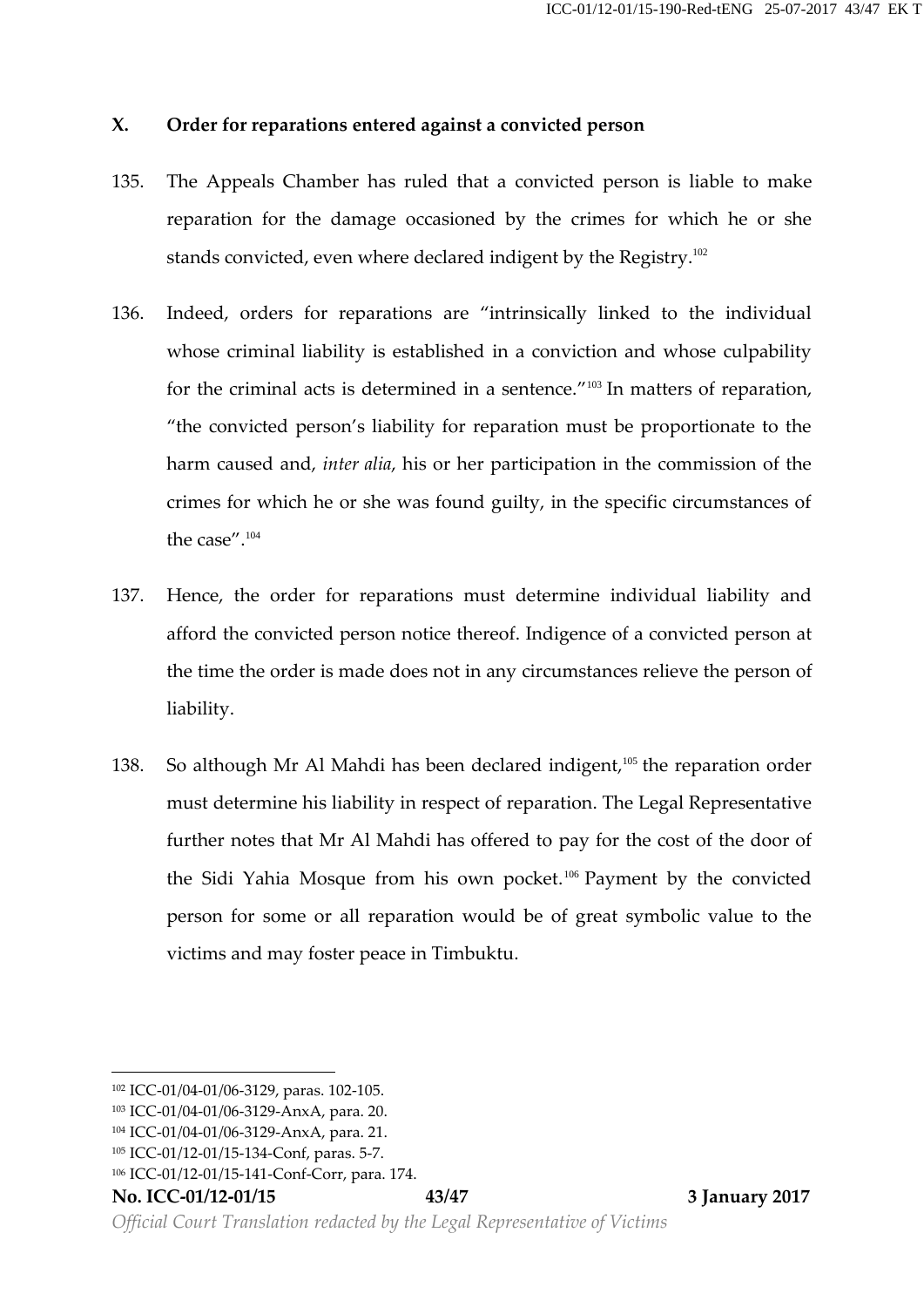## X. Order for reparations entered against a convicted person

135. The Appeals Chamber has ruled that a convicted person is liable to make reparation for the damage occasioned by the crimes for which he or she stands convicted, even where declared indigent by the Registry.[102]

136. Indeed, orders for reparations are "intrinsically linked to the individual whose criminal liability is established in a conviction and whose culpability for the criminal acts is determined in a sentence."[103] In matters of reparation, "the convicted person's liability for reparation must be proportionate to the harm caused and, *inter alia*, his or her participation in the commission of the crimes for which he or she was found guilty, in the specific circumstances of the case".[104]

137. Hence, the order for reparations must determine individual liability and afford the convicted person notice thereof. Indigence of a convicted person at the time the order is made does not in any circumstances relieve the person of liability.

138. So although Mr Al Mahdi has been declared indigent,[105] the reparation order must determine his liability in respect of reparation. The Legal Representative further notes that Mr Al Mahdi has offered to pay for the cost of the door of the Sidi Yahia Mosque from his own pocket.[106] Payment by the convicted person for some or all reparation would be of great symbolic value to the victims and may foster peace in Timbuktu.

---

[102] ICC-01/04-01/06-3129, paras. 102-105.
[103] ICC-01/04-01/06-3129-AnxA, para. 20.
[104] ICC-01/04-01/06-3129-AnxA, para. 21.
[105] ICC-01/12-01/15-134-Conf, paras. 5-7.
[106] ICC-01/12-01/15-141-Conf-Corr, para. 174.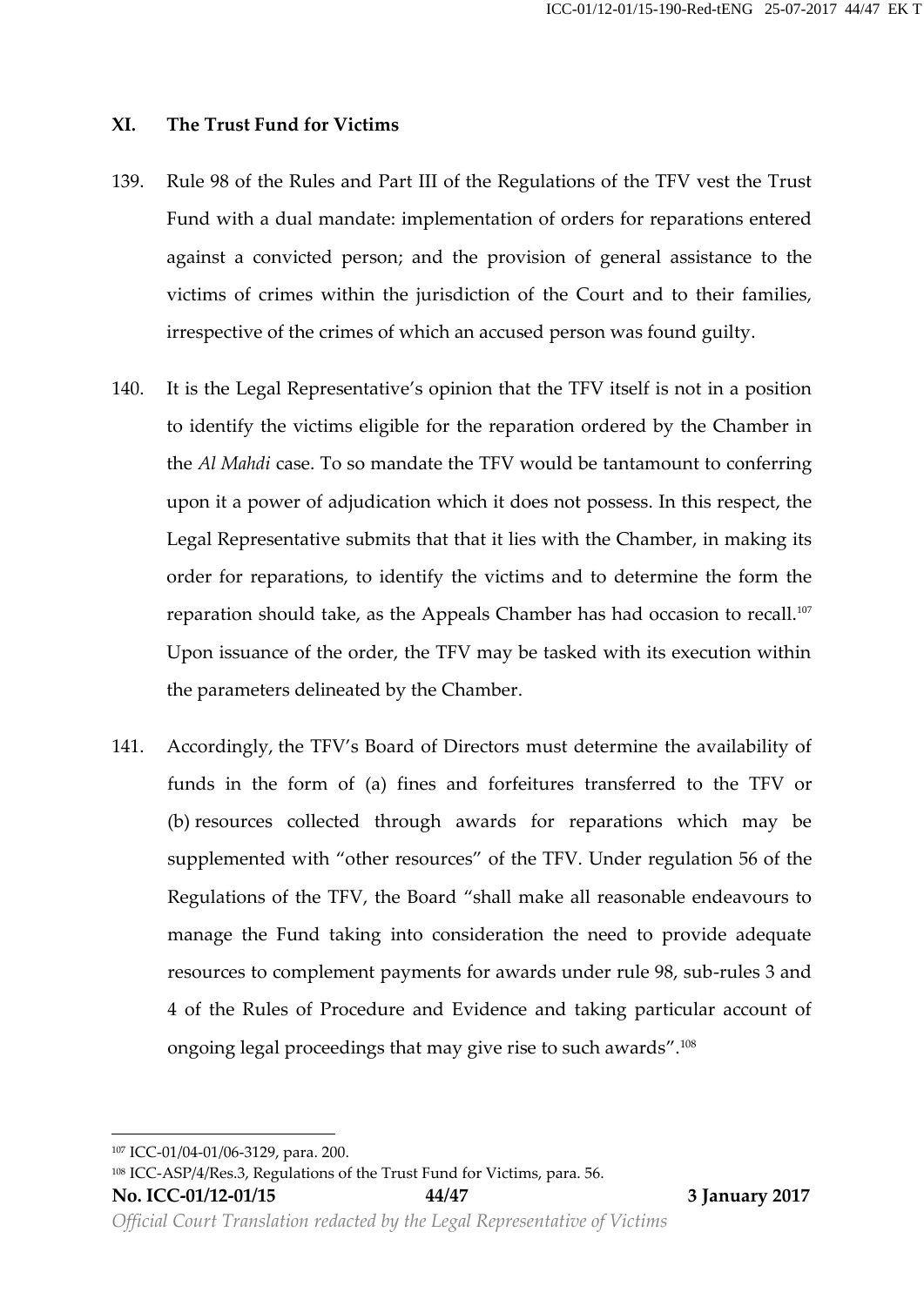## XI. The Trust Fund for Victims

139. Rule 98 of the Rules and Part III of the Regulations of the TFV vest the Trust Fund with a dual mandate: implementation of orders for reparations entered against a convicted person; and the provision of general assistance to the victims of crimes within the jurisdiction of the Court and to their families, irrespective of the crimes of which an accused person was found guilty.

140. It is the Legal Representative's opinion that the TFV itself is not in a position to identify the victims eligible for the reparation ordered by the Chamber in the *Al Mahdi* case. To so mandate the TFV would be tantamount to conferring upon it a power of adjudication which it does not possess. In this respect, the Legal Representative submits that that it lies with the Chamber, in making its order for reparations, to identify the victims and to determine the form the reparation should take, as the Appeals Chamber has had occasion to recall.[107] Upon issuance of the order, the TFV may be tasked with its execution within the parameters delineated by the Chamber.

141. Accordingly, the TFV's Board of Directors must determine the availability of funds in the form of (a) fines and forfeitures transferred to the TFV or (b) resources collected through awards for reparations which may be supplemented with "other resources" of the TFV. Under regulation 56 of the Regulations of the TFV, the Board "shall make all reasonable endeavours to manage the Fund taking into consideration the need to provide adequate resources to complement payments for awards under rule 98, sub-rules 3 and 4 of the Rules of Procedure and Evidence and taking particular account of ongoing legal proceedings that may give rise to such awards".[108]

---

[107] ICC-01/04-01/06-3129, para. 200.

[108] ICC-ASP/4/Res.3, Regulations of the Trust Fund for Victims, para. 56.

**No. ICC-01/12-01/15** **3 January 2017**

*Official Court Translation redacted by the Legal Representative of Victims*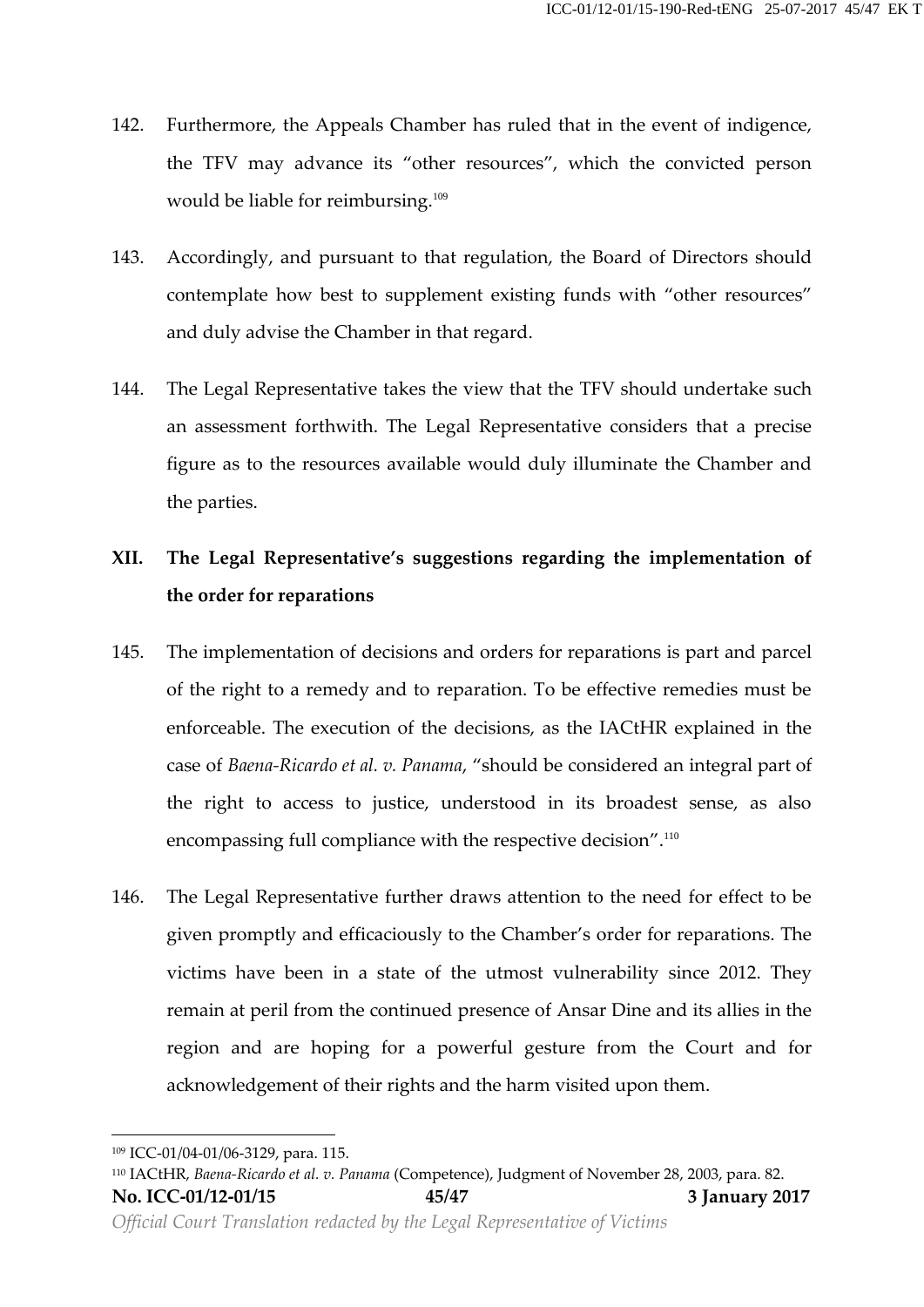142. Furthermore, the Appeals Chamber has ruled that in the event of indigence, the TFV may advance its "other resources", which the convicted person would be liable for reimbursing.[109]

143. Accordingly, and pursuant to that regulation, the Board of Directors should contemplate how best to supplement existing funds with "other resources" and duly advise the Chamber in that regard.

144. The Legal Representative takes the view that the TFV should undertake such an assessment forthwith. The Legal Representative considers that a precise figure as to the resources available would duly illuminate the Chamber and the parties.

## XII. The Legal Representative's suggestions regarding the implementation of the order for reparations

145. The implementation of decisions and orders for reparations is part and parcel of the right to a remedy and to reparation. To be effective remedies must be enforceable. The execution of the decisions, as the IACtHR explained in the case of *Baena-Ricardo et al. v. Panama*, "should be considered an integral part of the right to access to justice, understood in its broadest sense, as also encompassing full compliance with the respective decision".[110]

146. The Legal Representative further draws attention to the need for effect to be given promptly and efficaciously to the Chamber's order for reparations. The victims have been in a state of the utmost vulnerability since 2012. They remain at peril from the continued presence of Ansar Dine and its allies in the region and are hoping for a powerful gesture from the Court and for acknowledgement of their rights and the harm visited upon them.

---

[109] ICC-01/04-01/06-3129, para. 115.

[110] IACtHR, *Baena-Ricardo et al. v. Panama* (Competence), Judgment of November 28, 2003, para. 82.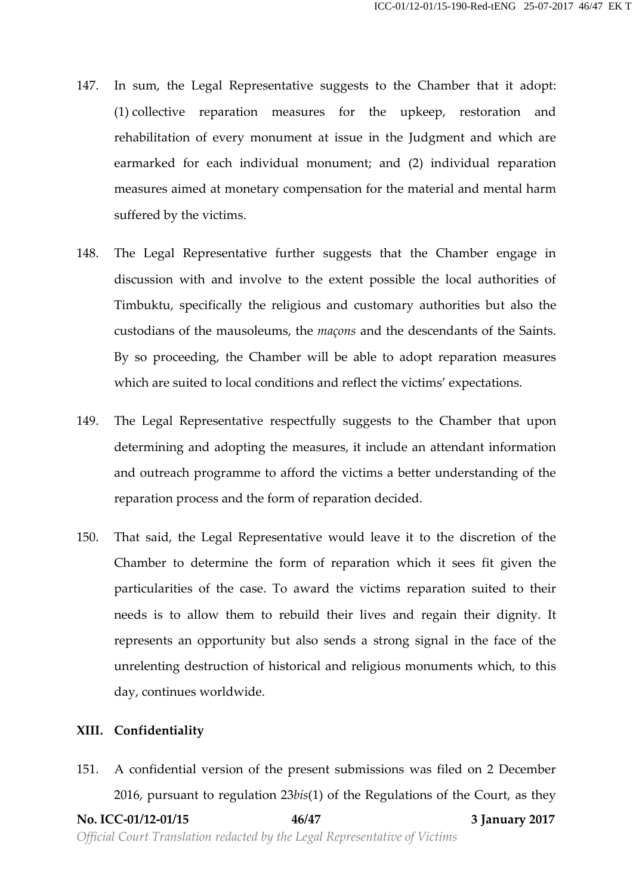147. In sum, the Legal Representative suggests to the Chamber that it adopt: (1) collective reparation measures for the upkeep, restoration and rehabilitation of every monument at issue in the Judgment and which are earmarked for each individual monument; and (2) individual reparation measures aimed at monetary compensation for the material and mental harm suffered by the victims.

148. The Legal Representative further suggests that the Chamber engage in discussion with and involve to the extent possible the local authorities of Timbuktu, specifically the religious and customary authorities but also the custodians of the mausoleums, the *maçons* and the descendants of the Saints. By so proceeding, the Chamber will be able to adopt reparation measures which are suited to local conditions and reflect the victims' expectations.

149. The Legal Representative respectfully suggests to the Chamber that upon determining and adopting the measures, it include an attendant information and outreach programme to afford the victims a better understanding of the reparation process and the form of reparation decided.

150. That said, the Legal Representative would leave it to the discretion of the Chamber to determine the form of reparation which it sees fit given the particularities of the case. To award the victims reparation suited to their needs is to allow them to rebuild their lives and regain their dignity. It represents an opportunity but also sends a strong signal in the face of the unrelenting destruction of historical and religious monuments which, to this day, continues worldwide.

## XIII. Confidentiality

151. A confidential version of the present submissions was filed on 2 December 2016, pursuant to regulation 23*bis*(1) of the Regulations of the Court, as they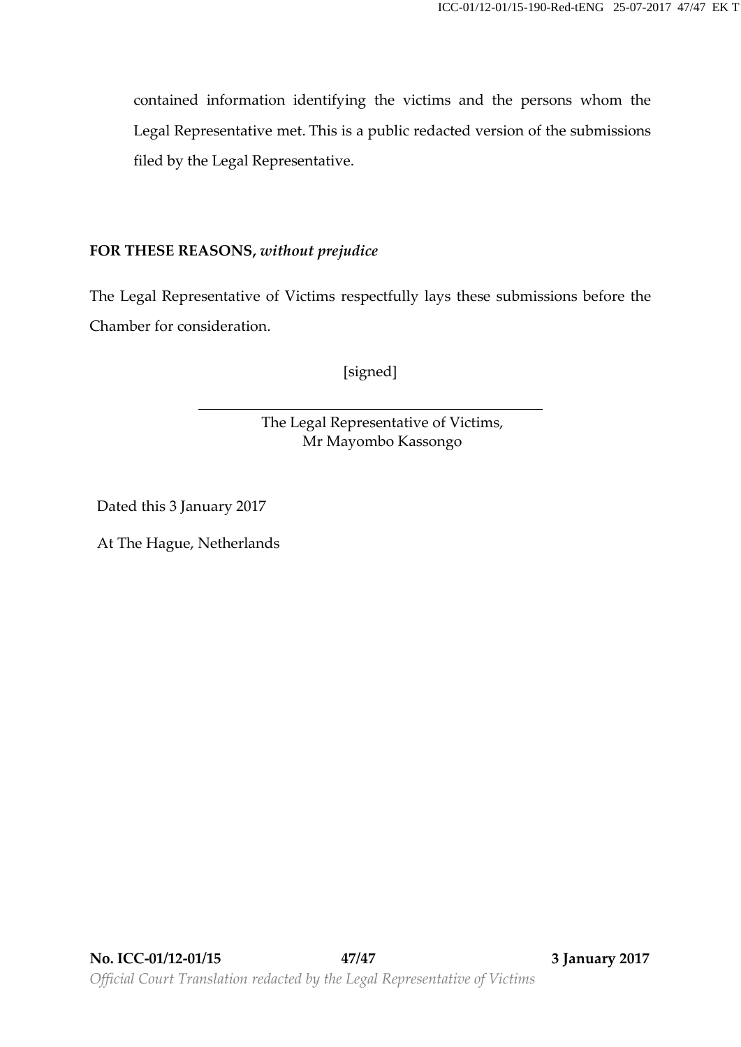contained information identifying the victims and the persons whom the Legal Representative met. This is a public redacted version of the submissions filed by the Legal Representative.

**FOR THESE REASONS,** ***without prejudice***

The Legal Representative of Victims respectfully lays these submissions before the Chamber for consideration.

[signed]

The Legal Representative of Victims,
Mr Mayombo Kassongo

Dated this 3 January 2017

At The Hague, Netherlands